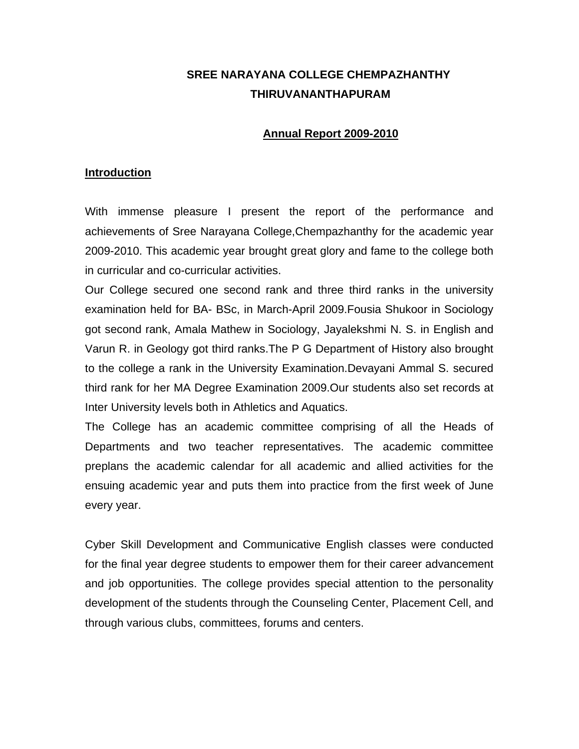# SREE NARAYANA COLLEGE CHEMPAZHANTHY THIRUVANANTHAPURAM

## Annual Report 2009-2010

### Introduction

With immense pleasure I present the report of the performance and achievements of Sree Narayana College,Chempazhanthy for the academic year 2009-2010. This academic year brought great glory and fame to the college both in curricular and co-curricular activities.

Our College secured one second rank and three third ranks in the university examination held for BA- BSc, in March-April 2009.Fousia Shukoor in Sociology got second rank, Amala Mathew in Sociology, Jayalekshmi N. S. in English and Varun R. in Geology got third ranks.The P G Department of History also brought to the college a rank in the University Examination.Devayani Ammal S. secured third rank for her MA Degree Examination 2009.Our students also set records at Inter University levels both in Athletics and Aquatics.

The College has an academic committee comprising of all the Heads of Departments and two teacher representatives. The academic committee preplans the academic calendar for all academic and allied activities for the ensuing academic year and puts them into practice from the first week of June every year.

Cyber Skill Development and Communicative English classes were conducted for the final year degree students to empower them for their career advancement and job opportunities. The college provides special attention to the personality development of the students through the Counseling Center, Placement Cell, and through various clubs, committees, forums and centers.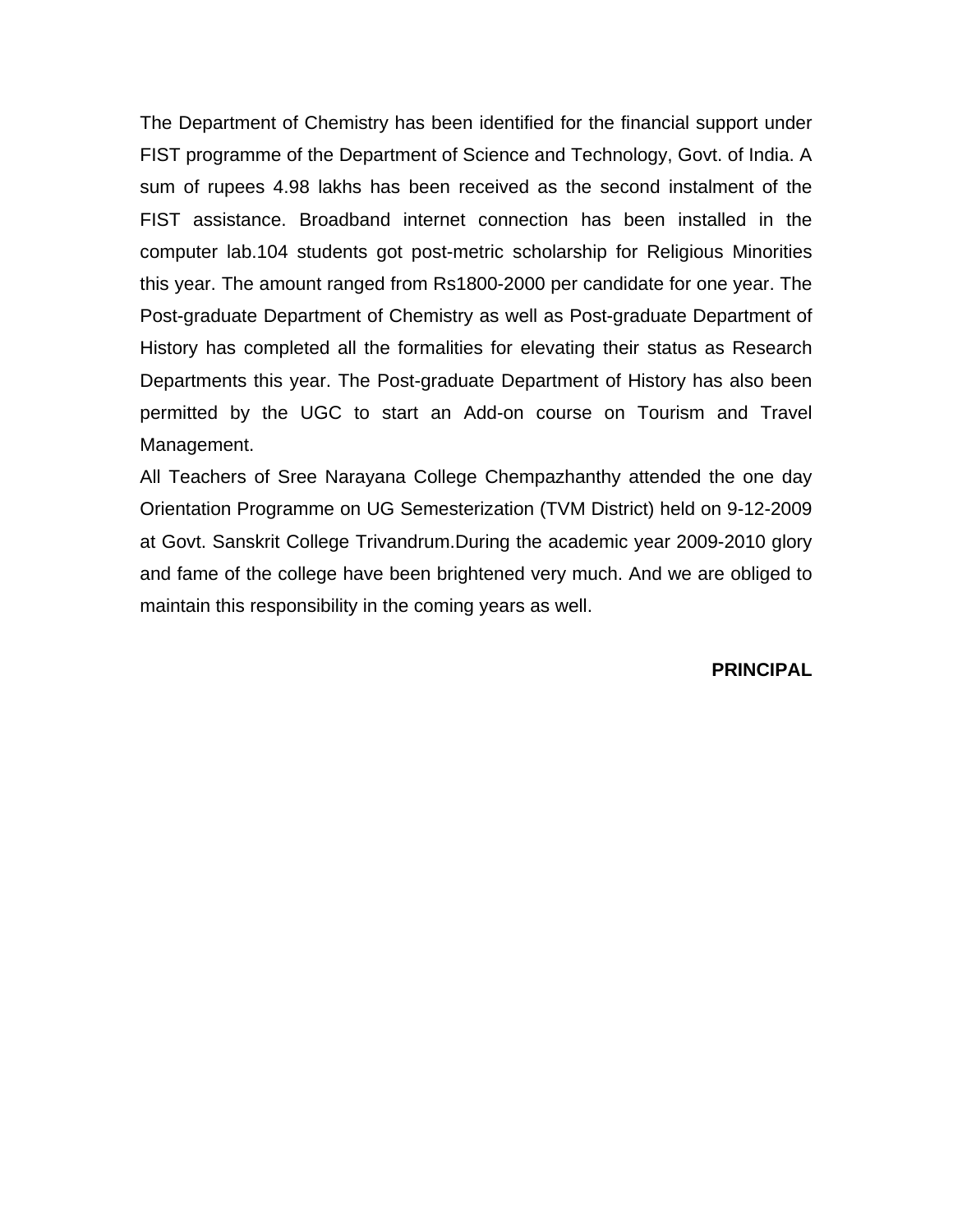The Department of Chemistry has been identified for the financial support under FIST programme of the Department of Science and Technology, Govt. of India. A sum of rupees 4.98 lakhs has been received as the second instalment of the FIST assistance. Broadband internet connection has been installed in the computer lab.104 students got post-metric scholarship for Religious Minorities this year. The amount ranged from Rs1800-2000 per candidate for one year. The Post-graduate Department of Chemistry as well as Post-graduate Department of History has completed all the formalities for elevating their status as Research Departments this year. The Post-graduate Department of History has also been permitted by the UGC to start an Add-on course on Tourism and Travel Management.

All Teachers of Sree Narayana College Chempazhanthy attended the one day Orientation Programme on UG Semesterization (TVM District) held on 9-12-2009 at Govt. Sanskrit College Trivandrum.During the academic year 2009-2010 glory and fame of the college have been brightened very much. And we are obliged to maintain this responsibility in the coming years as well.

**PRINCIPAL**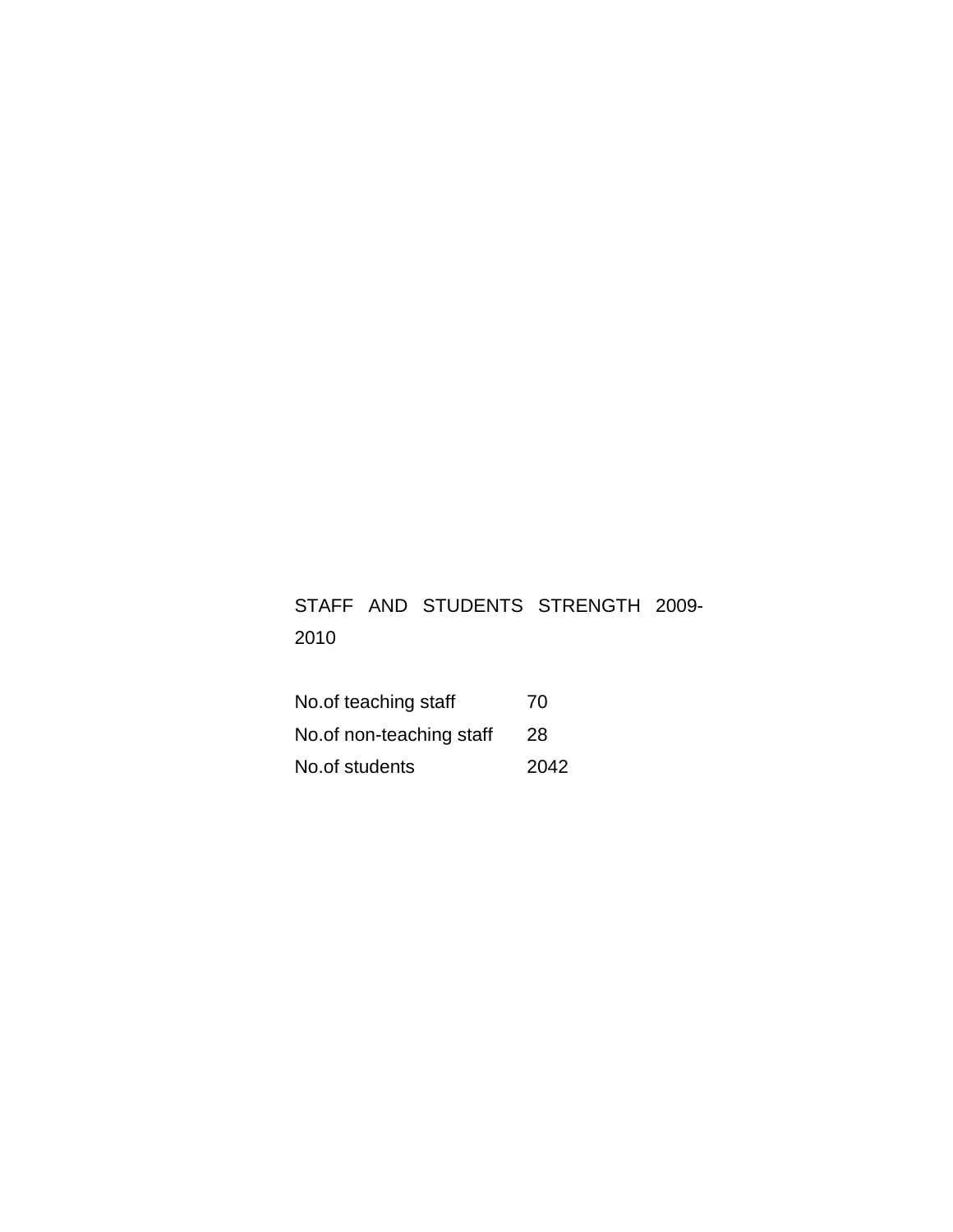STAFF AND STUDENTS STRENGTH 2009-2010

| | |
|---|---|
| No.of teaching staff | 70 |
| No.of non-teaching staff | 28 |
| No.of students | 2042 |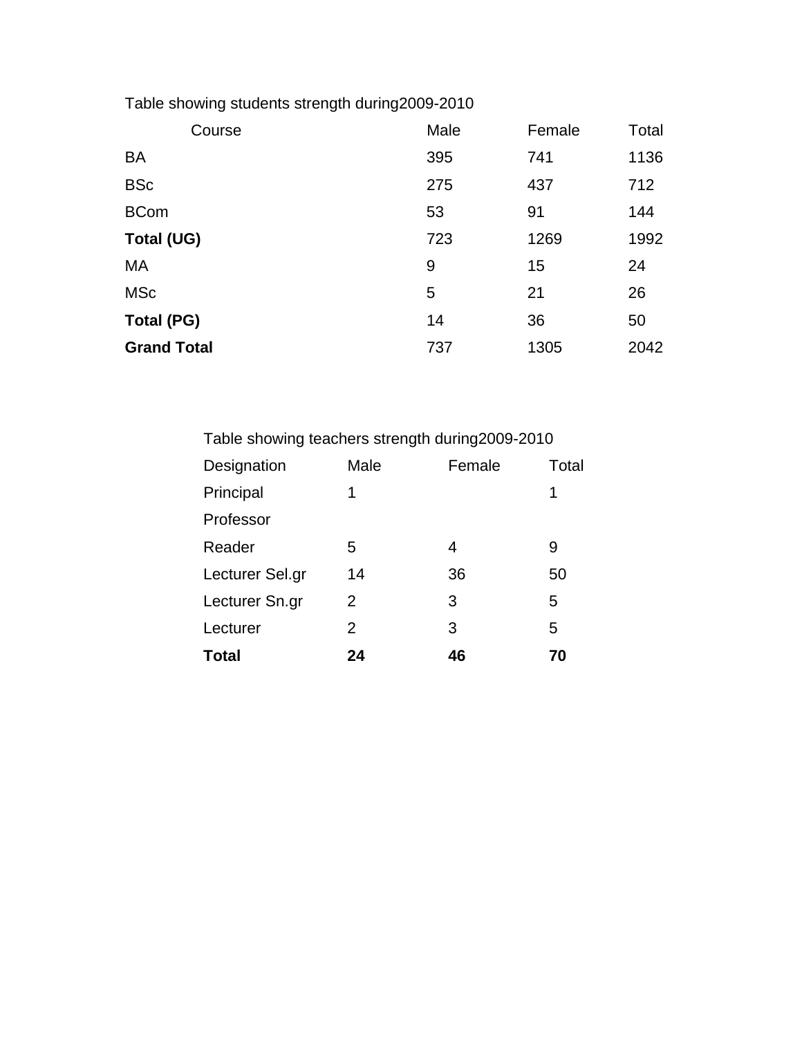Table showing students strength during2009-2010

| Course | Male | Female | Total |
|---|---|---|---|
| BA | 395 | 741 | 1136 |
| BSc | 275 | 437 | 712 |
| BCom | 53 | 91 | 144 |
| **Total (UG)** | 723 | 1269 | 1992 |
| MA | 9 | 15 | 24 |
| MSc | 5 | 21 | 26 |
| **Total (PG)** | 14 | 36 | 50 |
| **Grand Total** | 737 | 1305 | 2042 |

Table showing teachers strength during2009-2010

| Designation | Male | Female | Total |
|---|---|---|---|
| Principal | 1 | | 1 |
| Professor | | | |
| Reader | 5 | 4 | 9 |
| Lecturer Sel.gr | 14 | 36 | 50 |
| Lecturer Sn.gr | 2 | 3 | 5 |
| Lecturer | 2 | 3 | 5 |
| **Total** | **24** | **46** | **70** |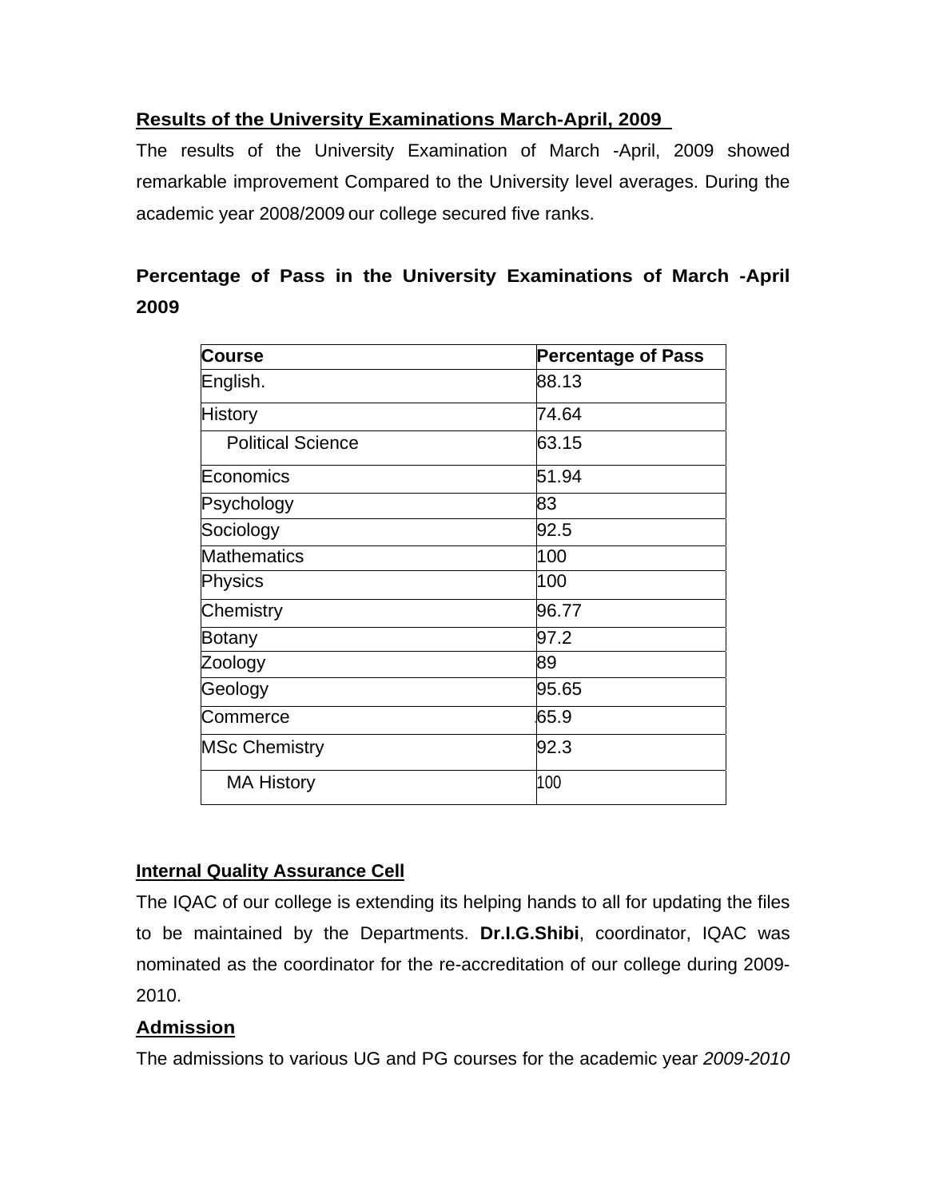**Results of the University Examinations March-April, 2009**

The results of the University Examination of March -April, 2009 showed remarkable improvement Compared to the University level averages. During the academic year 2008/2009 our college secured five ranks.

**Percentage of Pass in the University Examinations of March -April 2009**

| Course | Percentage of Pass |
|---|---|
| English. | 88.13 |
| History | 74.64 |
| Political Science | 63.15 |
| Economics | 51.94 |
| Psychology | 83 |
| Sociology | 92.5 |
| Mathematics | 100 |
| Physics | 100 |
| Chemistry | 96.77 |
| Botany | 97.2 |
| Zoology | 89 |
| Geology | 95.65 |
| Commerce | .65.9 |
| MSc Chemistry | 92.3 |
| MA History | 100 |

**Internal Quality Assurance Cell**

The IQAC of our college is extending its helping hands to all for updating the files to be maintained by the Departments. **Dr.I.G.Shibi**, coordinator, IQAC was nominated as the coordinator for the re-accreditation of our college during 2009-2010.

**Admission**

The admissions to various UG and PG courses for the academic year *2009-2010*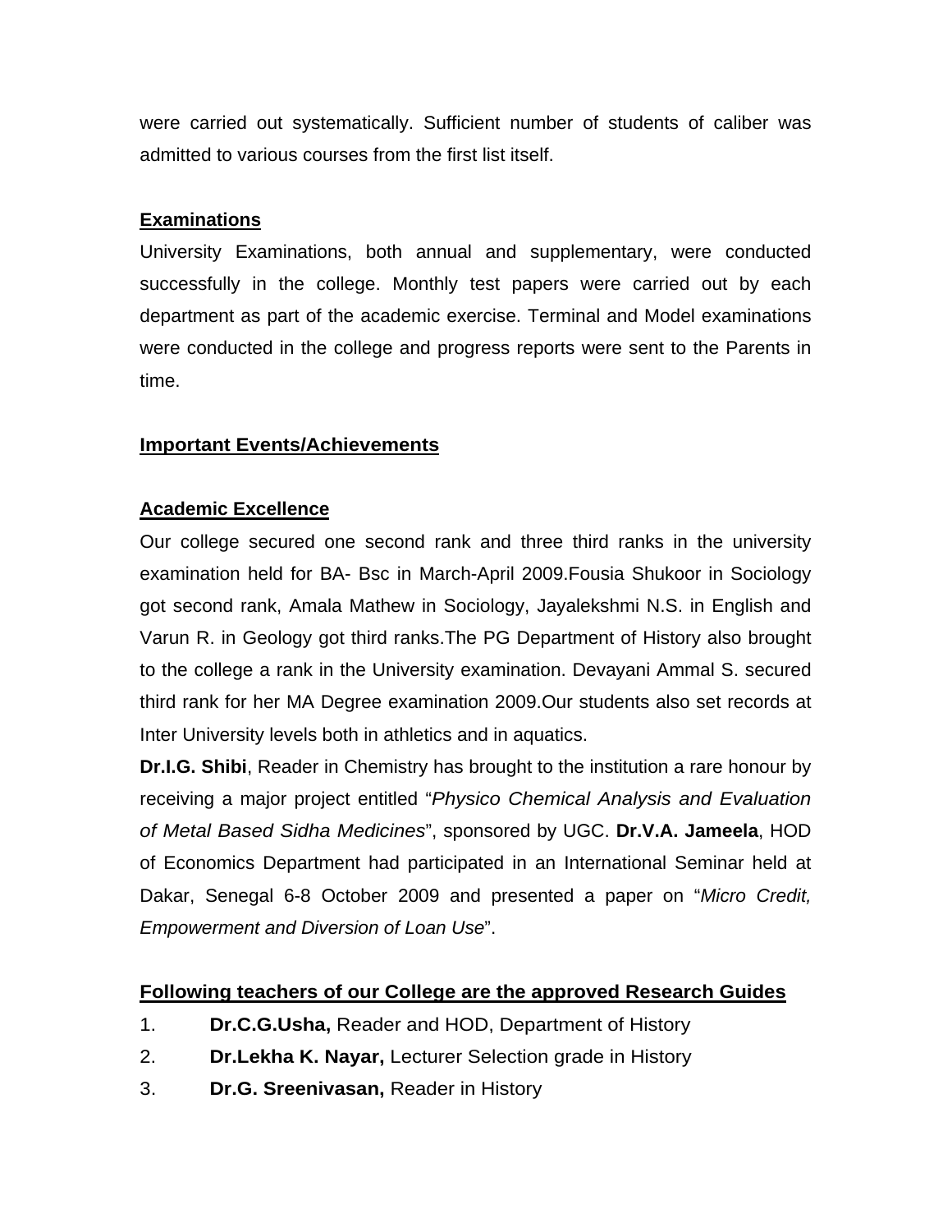were carried out systematically. Sufficient number of students of caliber was admitted to various courses from the first list itself.

## Examinations

University Examinations, both annual and supplementary, were conducted successfully in the college. Monthly test papers were carried out by each department as part of the academic exercise. Terminal and Model examinations were conducted in the college and progress reports were sent to the Parents in time.

## Important Events/Achievements

### Academic Excellence

Our college secured one second rank and three third ranks in the university examination held for BA- Bsc in March-April 2009.Fousia Shukoor in Sociology got second rank, Amala Mathew in Sociology, Jayalekshmi N.S. in English and Varun R. in Geology got third ranks.The PG Department of History also brought to the college a rank in the University examination. Devayani Ammal S. secured third rank for her MA Degree examination 2009.Our students also set records at Inter University levels both in athletics and in aquatics.

**Dr.I.G. Shibi**, Reader in Chemistry has brought to the institution a rare honour by receiving a major project entitled "*Physico Chemical Analysis and Evaluation of Metal Based Sidha Medicines*", sponsored by UGC. **Dr.V.A. Jameela**, HOD of Economics Department had participated in an International Seminar held at Dakar, Senegal 6-8 October 2009 and presented a paper on "*Micro Credit, Empowerment and Diversion of Loan Use*".

### Following teachers of our College are the approved Research Guides

1. **Dr.C.G.Usha,** Reader and HOD, Department of History
2. **Dr.Lekha K. Nayar,** Lecturer Selection grade in History
3. **Dr.G. Sreenivasan,** Reader in History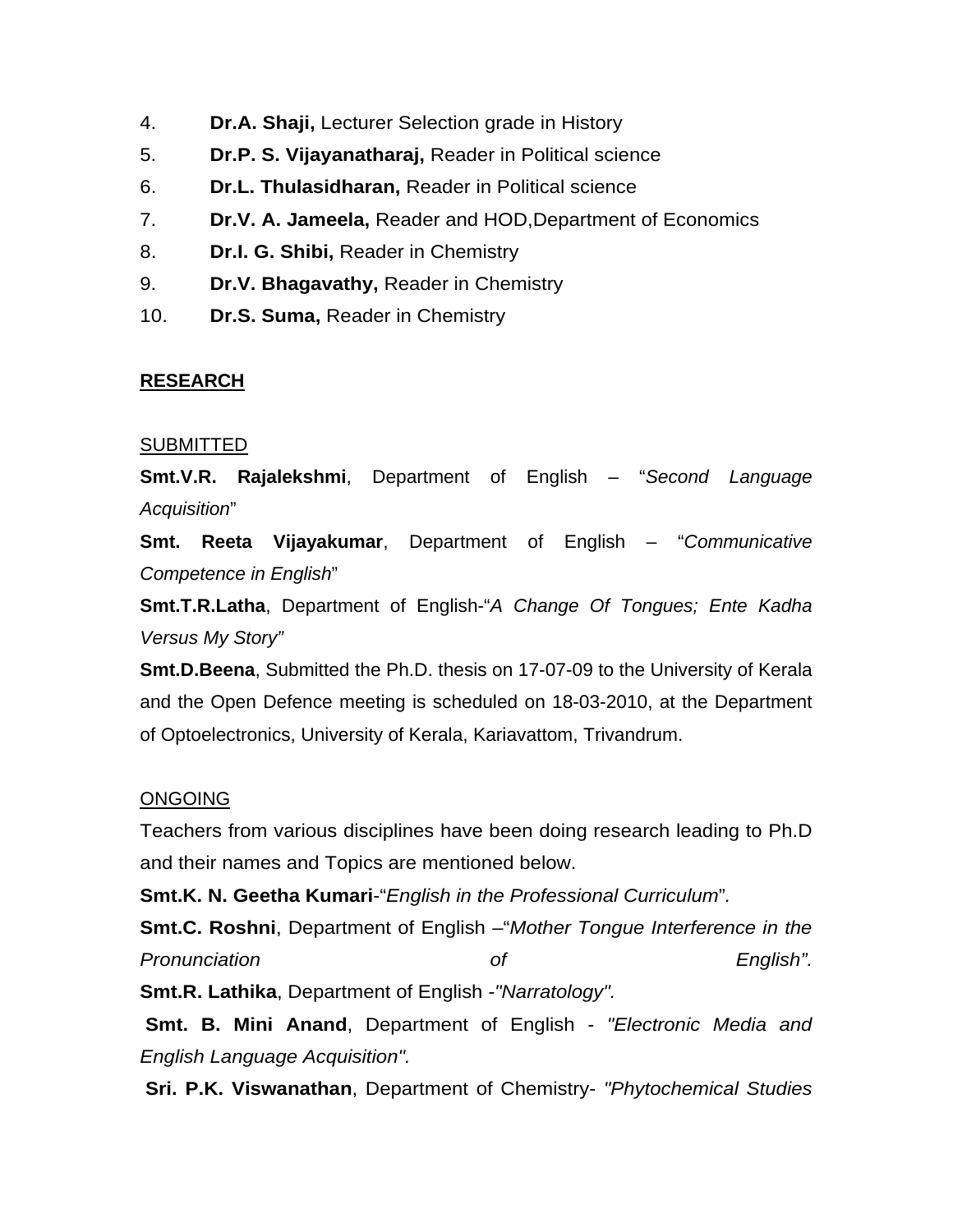4. **Dr.A. Shaji,** Lecturer Selection grade in History
5. **Dr.P. S. Vijayanatharaj,** Reader in Political science
6. **Dr.L. Thulasidharan,** Reader in Political science
7. **Dr.V. A. Jameela,** Reader and HOD,Department of Economics
8. **Dr.I. G. Shibi,** Reader in Chemistry
9. **Dr.V. Bhagavathy,** Reader in Chemistry
10. **Dr.S. Suma,** Reader in Chemistry

## RESEARCH

### SUBMITTED

**Smt.V.R. Rajalekshmi**, Department of English – "*Second Language Acquisition*"

**Smt. Reeta Vijayakumar**, Department of English – "*Communicative Competence in English*"

**Smt.T.R.Latha**, Department of English-"*A Change Of Tongues; Ente Kadha Versus My Story"*

**Smt.D.Beena**, Submitted the Ph.D. thesis on 17-07-09 to the University of Kerala and the Open Defence meeting is scheduled on 18-03-2010, at the Department of Optoelectronics, University of Kerala, Kariavattom, Trivandrum.

### ONGOING

Teachers from various disciplines have been doing research leading to Ph.D and their names and Topics are mentioned below.

**Smt.K. N. Geetha Kumari**-"*English in the Professional Curriculum*".

**Smt.C. Roshni**, Department of English –"*Mother Tongue Interference in the Pronunciation of English".*

**Smt.R. Lathika**, Department of English -*"Narratology".*

**Smt. B. Mini Anand**, Department of English - *"Electronic Media and English Language Acquisition".*

**Sri. P.K. Viswanathan**, Department of Chemistry- *"Phytochemical Studies*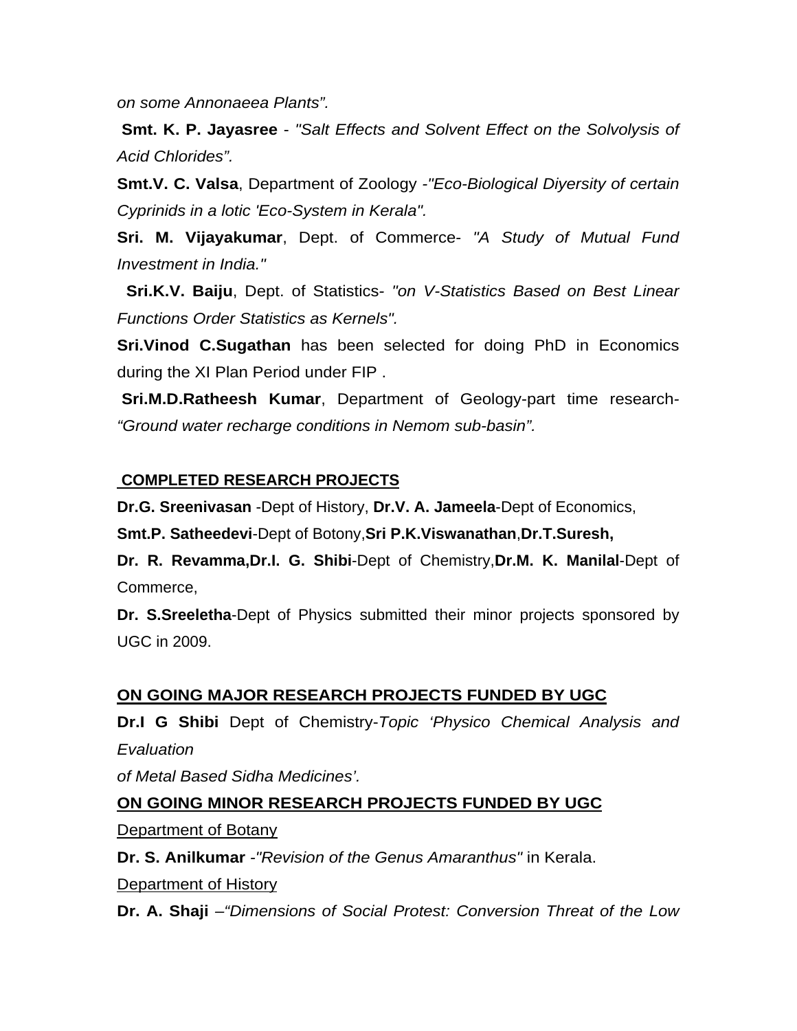*on some Annonaeea Plants".*

**Smt. K. P. Jayasree** - *"Salt Effects and Solvent Effect on the Solvolysis of Acid Chlorides".*

**Smt.V. C. Valsa**, Department of Zoology -*"Eco-Biological Diyersity of certain Cyprinids in a lotic 'Eco-System in Kerala".*

**Sri. M. Vijayakumar**, Dept. of Commerce- *"A Study of Mutual Fund Investment in India."*

**Sri.K.V. Baiju**, Dept. of Statistics- *"on V-Statistics Based on Best Linear Functions Order Statistics as Kernels".*

**Sri.Vinod C.Sugathan** has been selected for doing PhD in Economics during the XI Plan Period under FIP .

**Sri.M.D.Ratheesh Kumar**, Department of Geology-part time research- *"Ground water recharge conditions in Nemom sub-basin".*

## COMPLETED RESEARCH PROJECTS

**Dr.G. Sreenivasan** -Dept of History, **Dr.V. A. Jameela**-Dept of Economics,
**Smt.P. Satheedevi**-Dept of Botony,**Sri P.K.Viswanathan**,**Dr.T.Suresh,**
**Dr. R. Revamma,Dr.I. G. Shibi**-Dept of Chemistry,**Dr.M. K. Manilal**-Dept of Commerce,
**Dr. S.Sreeletha**-Dept of Physics submitted their minor projects sponsored by UGC in 2009.

## ON GOING MAJOR RESEARCH PROJECTS FUNDED BY UGC

**Dr.I G Shibi** Dept of Chemistry-*Topic 'Physico Chemical Analysis and Evaluation of Metal Based Sidha Medicines'.*

## ON GOING MINOR RESEARCH PROJECTS FUNDED BY UGC

Department of Botany

**Dr. S. Anilkumar** -*"Revision of the Genus Amaranthus"* in Kerala.

Department of History

**Dr. A. Shaji** –*"Dimensions of Social Protest: Conversion Threat of the Low*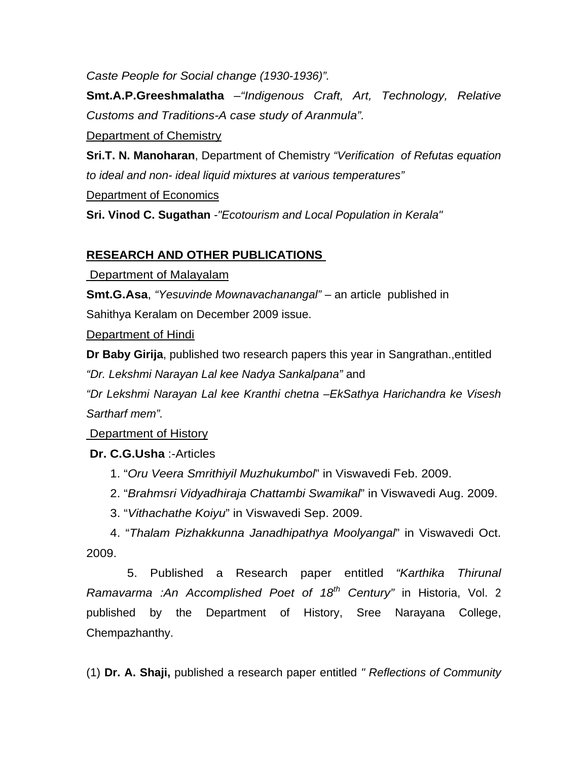*Caste People for Social change (1930-1936)”.*

**Smt.A.P.Greeshmalatha** *–“Indigenous Craft, Art, Technology, Relative Customs and Traditions-A case study of Aranmula”.*

Department of Chemistry

**Sri.T. N. Manoharan**, Department of Chemistry *“Verification of Refutas equation to ideal and non- ideal liquid mixtures at various temperatures”*

Department of Economics

**Sri. Vinod C. Sugathan** -*"Ecotourism and Local Population in Kerala"*

## RESEARCH AND OTHER PUBLICATIONS

Department of Malayalam

**Smt.G.Asa**, *“Yesuvinde Mownavachanangal”* – an article published in Sahithya Keralam on December 2009 issue.

Department of Hindi

**Dr Baby Girija**, published two research papers this year in Sangrathan.,entitled *“Dr. Lekshmi Narayan Lal kee Nadya Sankalpana”* and *“Dr Lekshmi Narayan Lal kee Kranthi chetna –EkSathya Harichandra ke Visesh Sartharf mem”.*

Department of History

**Dr. C.G.Usha** :-Articles

1. “*Oru Veera Smrithiyil Muzhukumbol*” in Viswavedi Feb. 2009.
2. “*Brahmsri Vidyadhiraja Chattambi Swamikal*” in Viswavedi Aug. 2009.
3. “*Vithachathe Koiyu*” in Viswavedi Sep. 2009.
4. “*Thalam Pizhakkunna Janadhipathya Moolyangal*” in Viswavedi Oct. 2009.
5. Published a Research paper entitled *“Karthika Thirunal Ramavarma :An Accomplished Poet of 18th Century”* in Historia, Vol. 2 published by the Department of History, Sree Narayana College, Chempazhanthy.

(1) **Dr. A. Shaji,** published a research paper entitled *" Reflections of Community*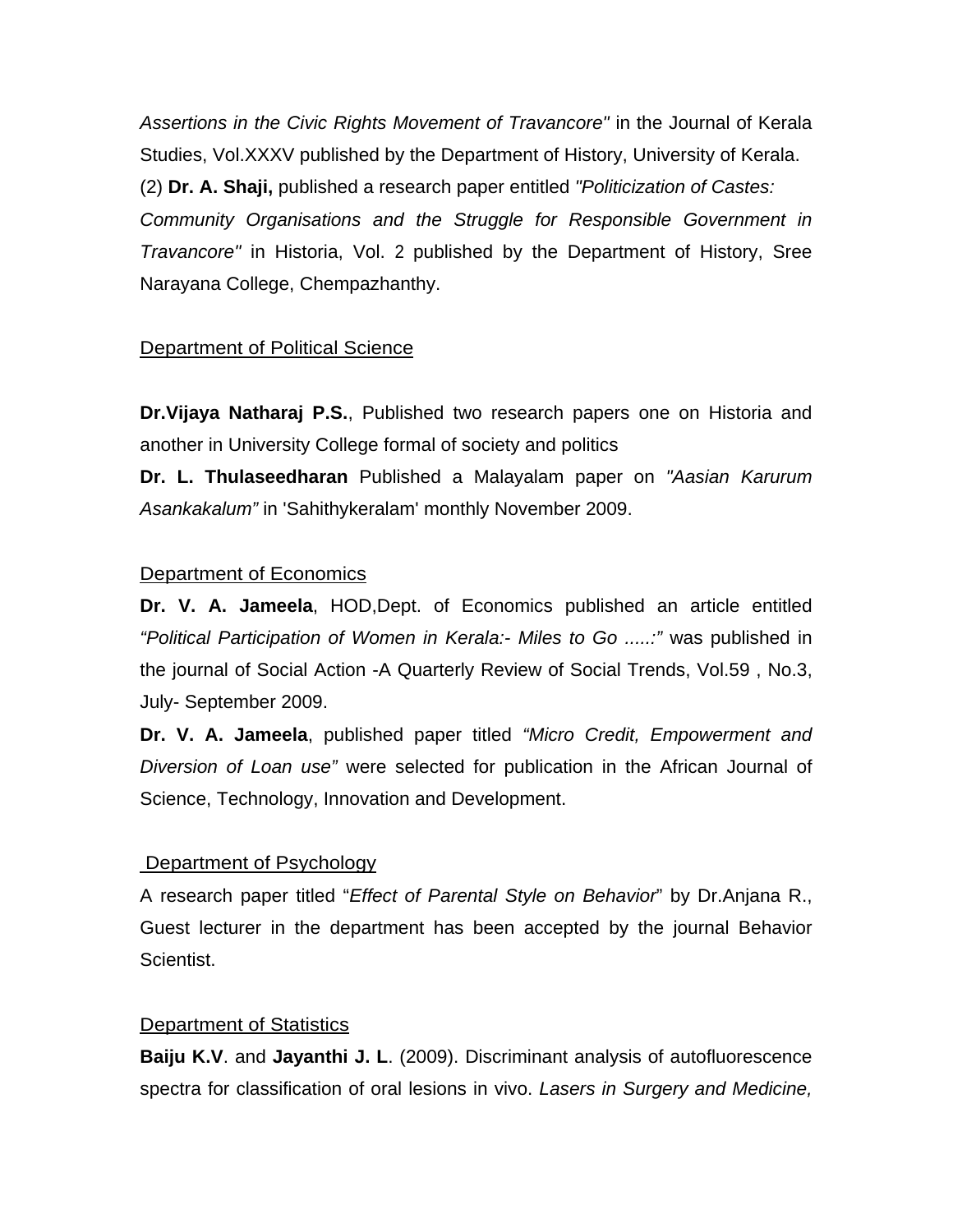*Assertions in the Civic Rights Movement of Travancore"* in the Journal of Kerala Studies, Vol.XXXV published by the Department of History, University of Kerala.

(2) **Dr. A. Shaji,** published a research paper entitled *"Politicization of Castes: Community Organisations and the Struggle for Responsible Government in Travancore"* in Historia, Vol. 2 published by the Department of History, Sree Narayana College, Chempazhanthy.

## Department of Political Science

**Dr.Vijaya Natharaj P.S.**, Published two research papers one on Historia and another in University College formal of society and politics

**Dr. L. Thulaseedharan** Published a Malayalam paper on *"Aasian Karurum Asankakalum"* in 'Sahithykeralam' monthly November 2009.

## Department of Economics

**Dr. V. A. Jameela**, HOD,Dept. of Economics published an article entitled *"Political Participation of Women in Kerala:- Miles to Go .....:"* was published in the journal of Social Action -A Quarterly Review of Social Trends, Vol.59 , No.3, July- September 2009.

**Dr. V. A. Jameela**, published paper titled *"Micro Credit, Empowerment and Diversion of Loan use"* were selected for publication in the African Journal of Science, Technology, Innovation and Development.

## Department of Psychology

A research paper titled "*Effect of Parental Style on Behavior*" by Dr.Anjana R., Guest lecturer in the department has been accepted by the journal Behavior Scientist.

## Department of Statistics

**Baiju K.V**. and **Jayanthi J. L**. (2009). Discriminant analysis of autofluorescence spectra for classification of oral lesions in vivo. *Lasers in Surgery and Medicine,*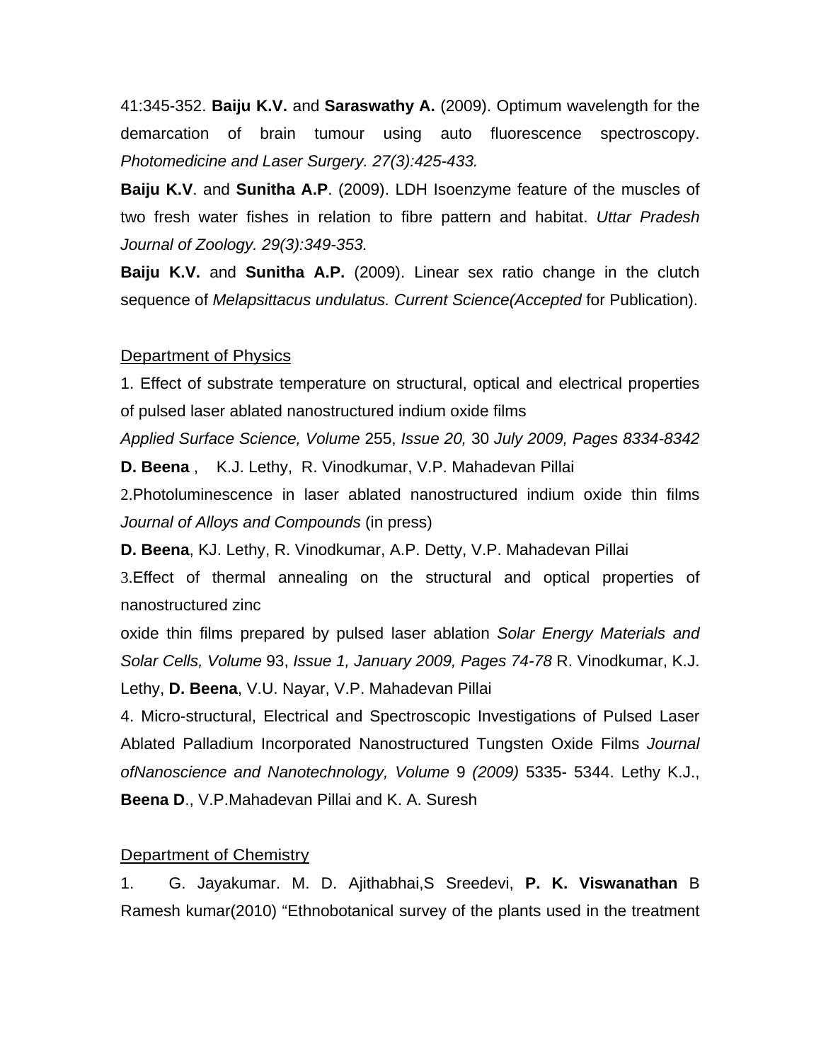41:345-352. **Baiju K.V.** and **Saraswathy A.** (2009). Optimum wavelength for the demarcation of brain tumour using auto fluorescence spectroscopy. *Photomedicine and Laser Surgery. 27(3):425-433.*

**Baiju K.V**. and **Sunitha A.P**. (2009). LDH Isoenzyme feature of the muscles of two fresh water fishes in relation to fibre pattern and habitat. *Uttar Pradesh Journal of Zoology. 29(3):349-353.*

**Baiju K.V.** and **Sunitha A.P.** (2009). Linear sex ratio change in the clutch sequence of *Melapsittacus undulatus. Current Science(Accepted* for Publication).

Department of Physics

1. Effect of substrate temperature on structural, optical and electrical properties of pulsed laser ablated nanostructured indium oxide films

*Applied Surface Science, Volume* 255, *Issue 20,* 30 *July 2009, Pages 8334-8342*

**D. Beena** , K.J. Lethy, R. Vinodkumar, V.P. Mahadevan Pillai

2.Photoluminescence in laser ablated nanostructured indium oxide thin films *Journal of Alloys and Compounds* (in press)

**D. Beena**, KJ. Lethy, R. Vinodkumar, A.P. Detty, V.P. Mahadevan Pillai

3.Effect of thermal annealing on the structural and optical properties of nanostructured zinc

oxide thin films prepared by pulsed laser ablation *Solar Energy Materials and Solar Cells, Volume* 93, *Issue 1, January 2009, Pages 74-78* R. Vinodkumar, K.J. Lethy, **D. Beena**, V.U. Nayar, V.P. Mahadevan Pillai

4. Micro-structural, Electrical and Spectroscopic Investigations of Pulsed Laser Ablated Palladium Incorporated Nanostructured Tungsten Oxide Films *Journal ofNanoscience and Nanotechnology, Volume* 9 *(2009)* 5335- 5344. Lethy K.J., **Beena D**., V.P.Mahadevan Pillai and K. A. Suresh

Department of Chemistry

1. G. Jayakumar. M. D. Ajithabhai,S Sreedevi, **P. K. Viswanathan** B Ramesh kumar(2010) “Ethnobotanical survey of the plants used in the treatment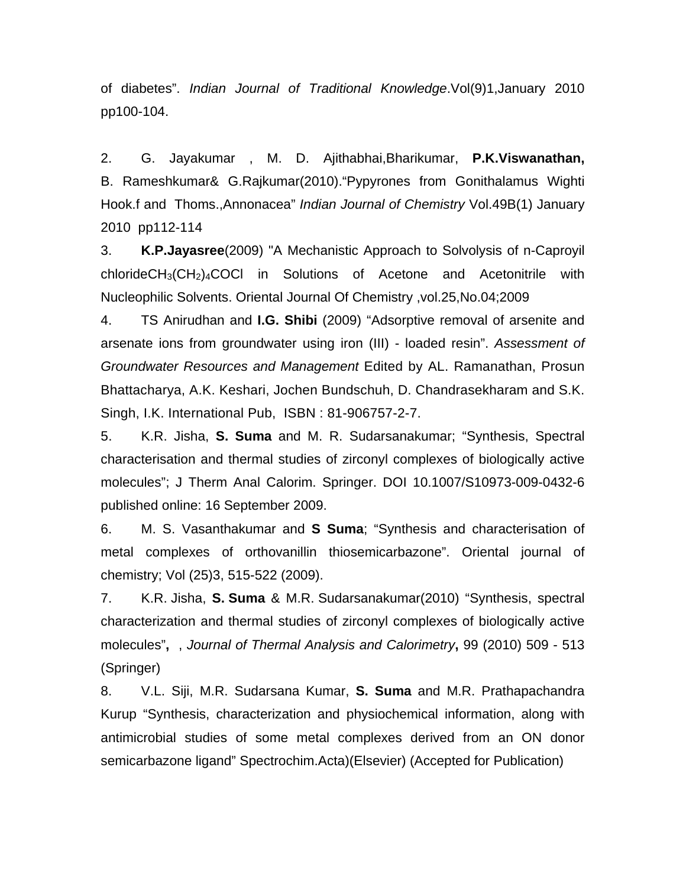of diabetes". *Indian Journal of Traditional Knowledge*.Vol(9)1,January 2010 pp100-104.

2. G. Jayakumar , M. D. Ajithabhai,Bharikumar, **P.K.Viswanathan,** B. Rameshkumar& G.Rajkumar(2010)."Pypyrones from Gonithalamus Wighti Hook.f and Thoms.,Annonacea" *Indian Journal of Chemistry* Vol.49B(1) January 2010 pp112-114

3. **K.P.Jayasree**(2009) "A Mechanistic Approach to Solvolysis of n-Caproyil chloride$CH_3(CH_2)_4COCl$ in Solutions of Acetone and Acetonitrile with Nucleophilic Solvents. Oriental Journal Of Chemistry ,vol.25,No.04;2009

4. TS Anirudhan and **I.G. Shibi** (2009) "Adsorptive removal of arsenite and arsenate ions from groundwater using iron (III) - loaded resin". *Assessment of Groundwater Resources and Management* Edited by AL. Ramanathan, Prosun Bhattacharya, A.K. Keshari, Jochen Bundschuh, D. Chandrasekharam and S.K. Singh, I.K. International Pub, ISBN : 81-906757-2-7.

5. K.R. Jisha, **S. Suma** and M. R. Sudarsanakumar; "Synthesis, Spectral characterisation and thermal studies of zirconyl complexes of biologically active molecules"; J Therm Anal Calorim. Springer. DOI 10.1007/S10973-009-0432-6 published online: 16 September 2009.

6. M. S. Vasanthakumar and **S Suma**; "Synthesis and characterisation of metal complexes of orthovanillin thiosemicarbazone". Oriental journal of chemistry; Vol (25)3, 515-522 (2009).

7. K.R. Jisha, **S. Suma** & M.R. Sudarsanakumar(2010) "Synthesis, spectral characterization and thermal studies of zirconyl complexes of biologically active molecules"**,** , *Journal of Thermal Analysis and Calorimetry***,** 99 (2010) 509 - 513 (Springer)

8. V.L. Siji, M.R. Sudarsana Kumar, **S. Suma** and M.R. Prathapachandra Kurup "Synthesis, characterization and physiochemical information, along with antimicrobial studies of some metal complexes derived from an ON donor semicarbazone ligand" Spectrochim.Acta)(Elsevier) (Accepted for Publication)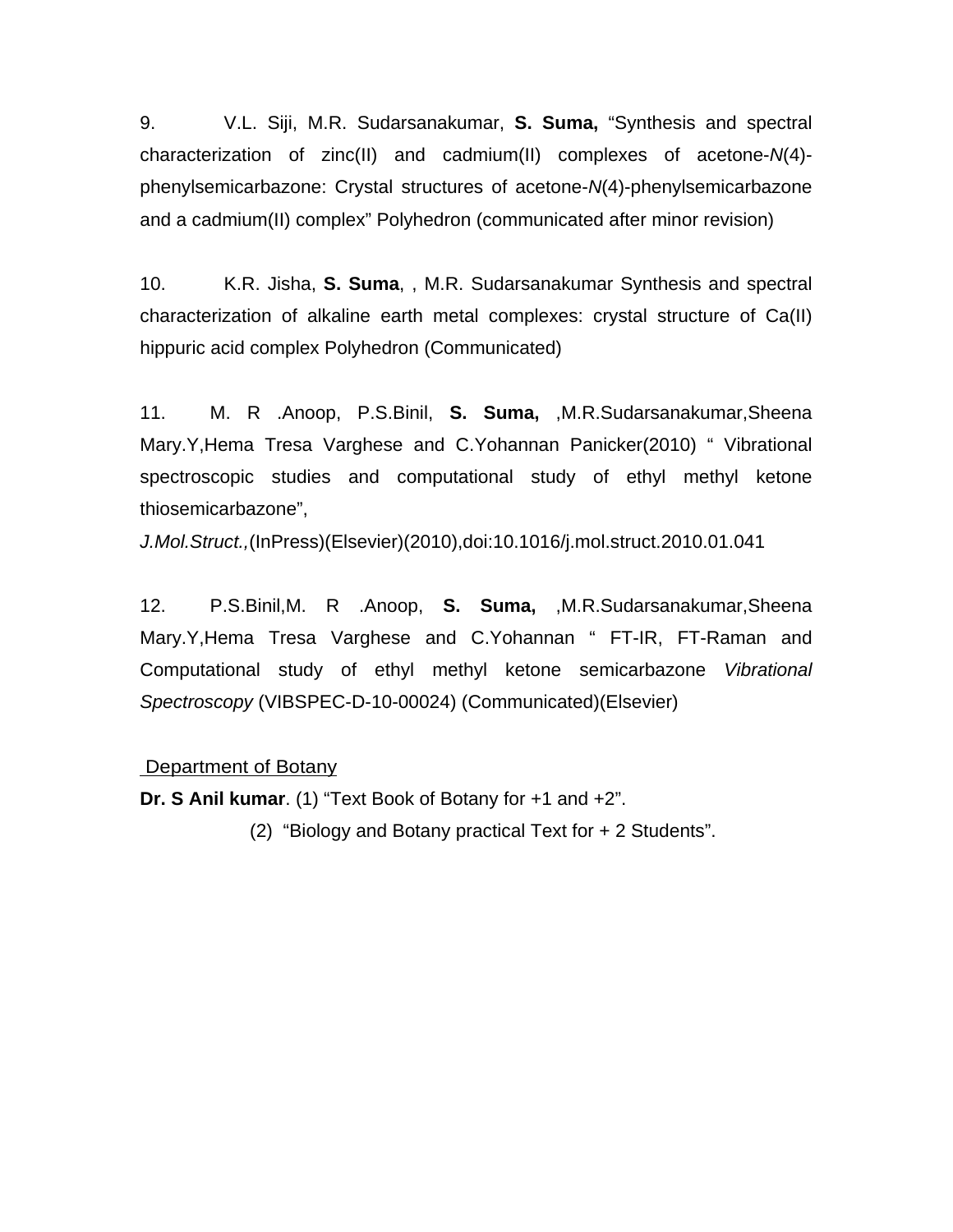9. V.L. Siji, M.R. Sudarsanakumar, **S. Suma,** "Synthesis and spectral characterization of zinc(II) and cadmium(II) complexes of acetone-*N*(4)-phenylsemicarbazone: Crystal structures of acetone-*N*(4)-phenylsemicarbazone and a cadmium(II) complex" Polyhedron (communicated after minor revision)

10. K.R. Jisha, **S. Suma**, , M.R. Sudarsanakumar Synthesis and spectral characterization of alkaline earth metal complexes: crystal structure of Ca(II) hippuric acid complex Polyhedron (Communicated)

11. M. R .Anoop, P.S.Binil, **S. Suma,** ,M.R.Sudarsanakumar,Sheena Mary.Y,Hema Tresa Varghese and C.Yohannan Panicker(2010) " Vibrational spectroscopic studies and computational study of ethyl methyl ketone thiosemicarbazone",
*J.Mol.Struct.,*(InPress)(Elsevier)(2010),doi:10.1016/j.mol.struct.2010.01.041

12. P.S.Binil,M. R .Anoop, **S. Suma,** ,M.R.Sudarsanakumar,Sheena Mary.Y,Hema Tresa Varghese and C.Yohannan " FT-IR, FT-Raman and Computational study of ethyl methyl ketone semicarbazone *Vibrational Spectroscopy* (VIBSPEC-D-10-00024) (Communicated)(Elsevier)

Department of Botany

**Dr. S Anil kumar**. (1) "Text Book of Botany for +1 and +2".

(2) "Biology and Botany practical Text for + 2 Students".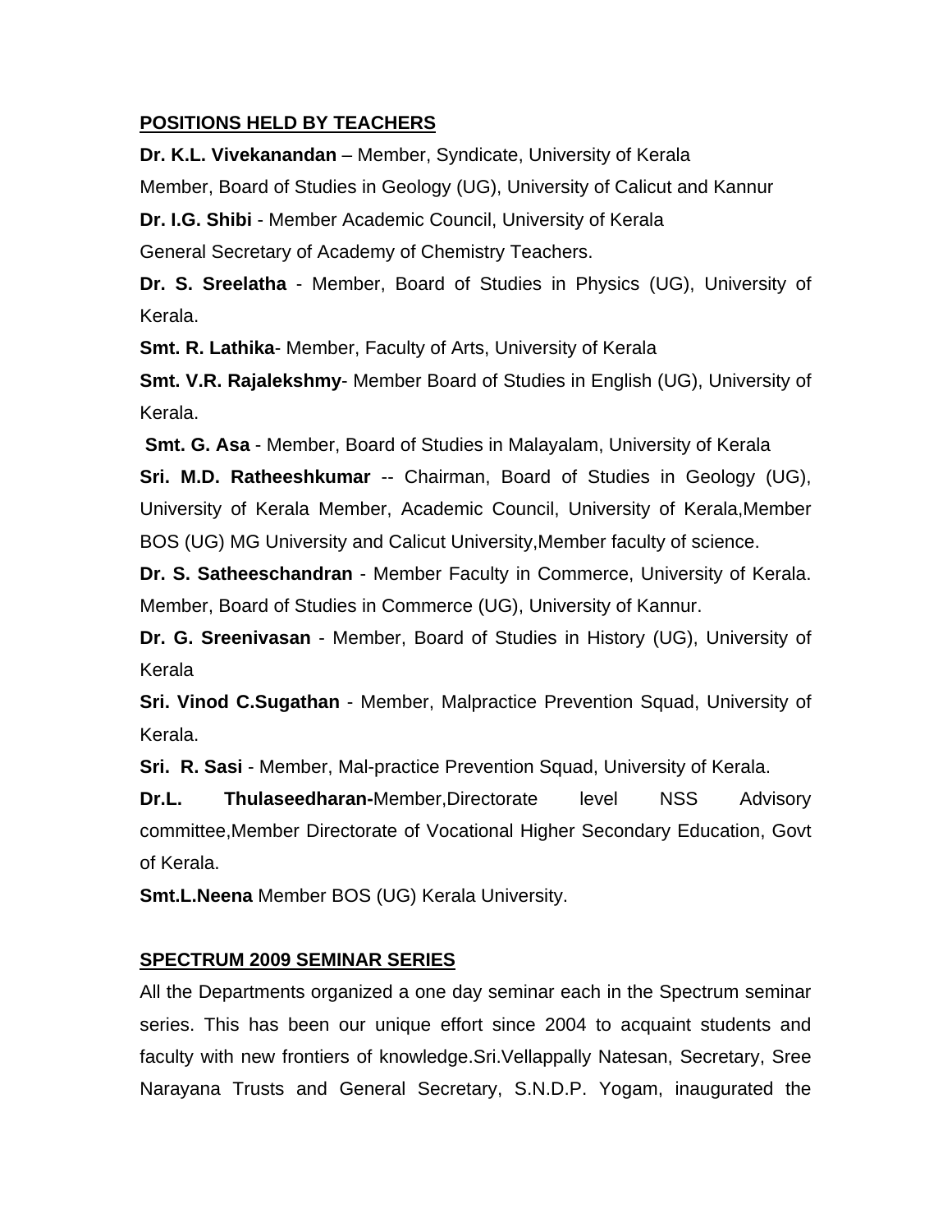## POSITIONS HELD BY TEACHERS

**Dr. K.L. Vivekanandan** – Member, Syndicate, University of Kerala
Member, Board of Studies in Geology (UG), University of Calicut and Kannur

**Dr. I.G. Shibi** - Member Academic Council, University of Kerala
General Secretary of Academy of Chemistry Teachers.

**Dr. S. Sreelatha** - Member, Board of Studies in Physics (UG), University of Kerala.

**Smt. R. Lathika**- Member, Faculty of Arts, University of Kerala

**Smt. V.R. Rajalekshmy**- Member Board of Studies in English (UG), University of Kerala.

**Smt. G. Asa** - Member, Board of Studies in Malayalam, University of Kerala

**Sri. M.D. Ratheeshkumar** -- Chairman, Board of Studies in Geology (UG), University of Kerala Member, Academic Council, University of Kerala,Member BOS (UG) MG University and Calicut University,Member faculty of science.

**Dr. S. Satheeschandran** - Member Faculty in Commerce, University of Kerala. Member, Board of Studies in Commerce (UG), University of Kannur.

**Dr. G. Sreenivasan** - Member, Board of Studies in History (UG), University of Kerala

**Sri. Vinod C.Sugathan** - Member, Malpractice Prevention Squad, University of Kerala.

**Sri. R. Sasi** - Member, Mal-practice Prevention Squad, University of Kerala.

**Dr.L. Thulaseedharan-**Member,Directorate level NSS Advisory committee,Member Directorate of Vocational Higher Secondary Education, Govt of Kerala.

**Smt.L.Neena** Member BOS (UG) Kerala University.

## SPECTRUM 2009 SEMINAR SERIES

All the Departments organized a one day seminar each in the Spectrum seminar series. This has been our unique effort since 2004 to acquaint students and faculty with new frontiers of knowledge.Sri.Vellappally Natesan, Secretary, Sree Narayana Trusts and General Secretary, S.N.D.P. Yogam, inaugurated the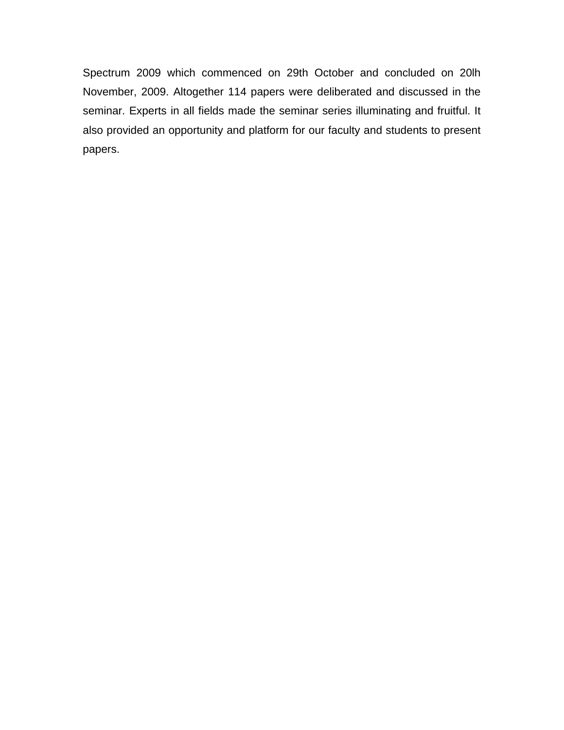Spectrum 2009 which commenced on 29th October and concluded on 20lh November, 2009. Altogether 114 papers were deliberated and discussed in the seminar. Experts in all fields made the seminar series illuminating and fruitful. It also provided an opportunity and platform for our faculty and students to present papers.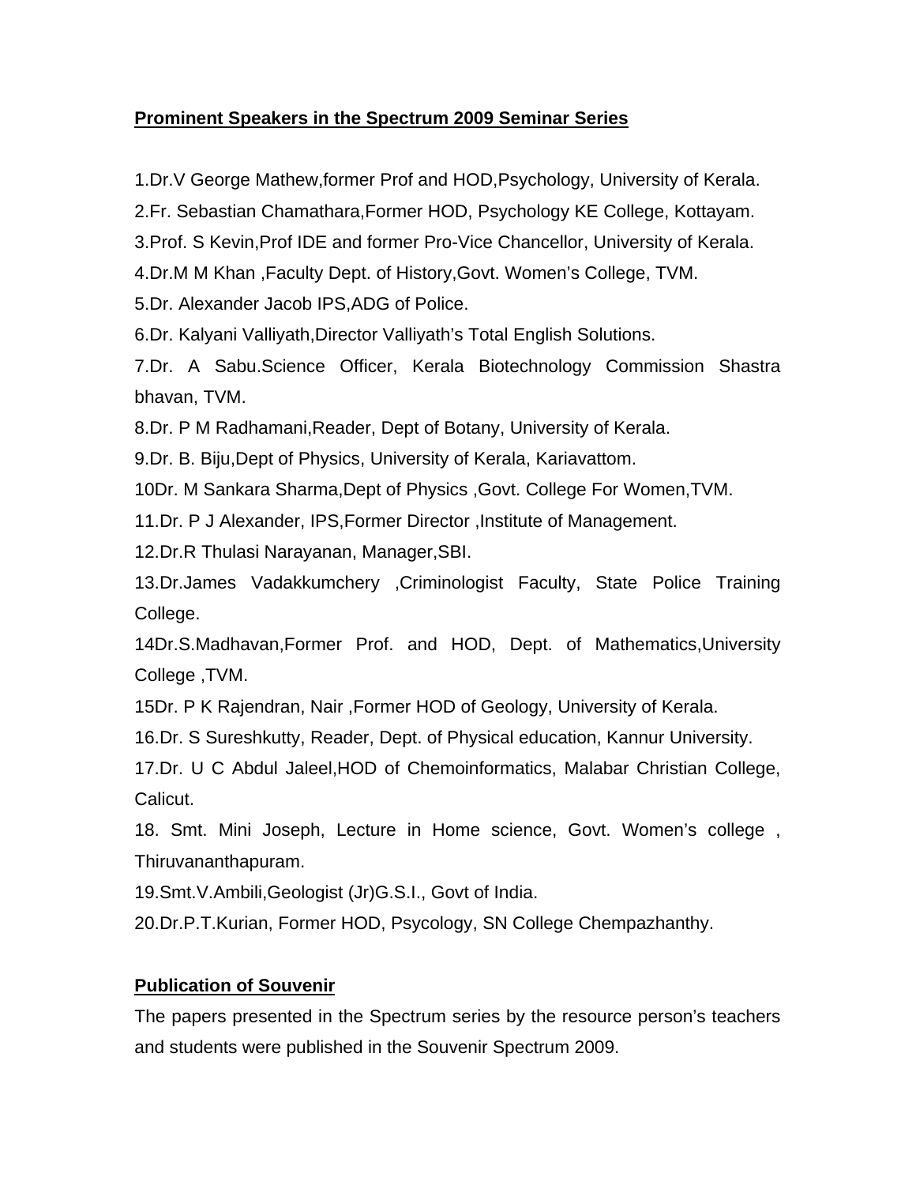## Prominent Speakers in the Spectrum 2009 Seminar Series

1.Dr.V George Mathew,former Prof and HOD,Psychology, University of Kerala.

2.Fr. Sebastian Chamathara,Former HOD, Psychology KE College, Kottayam.

3.Prof. S Kevin,Prof IDE and former Pro-Vice Chancellor, University of Kerala.

4.Dr.M M Khan ,Faculty Dept. of History,Govt. Women's College, TVM.

5.Dr. Alexander Jacob IPS,ADG of Police.

6.Dr. Kalyani Valliyath,Director Valliyath's Total English Solutions.

7.Dr. A Sabu.Science Officer, Kerala Biotechnology Commission Shastra bhavan, TVM.

8.Dr. P M Radhamani,Reader, Dept of Botany, University of Kerala.

9.Dr. B. Biju,Dept of Physics, University of Kerala, Kariavattom.

10Dr. M Sankara Sharma,Dept of Physics ,Govt. College For Women,TVM.

11.Dr. P J Alexander, IPS,Former Director ,Institute of Management.

12.Dr.R Thulasi Narayanan, Manager,SBI.

13.Dr.James Vadakkumchery ,Criminologist Faculty, State Police Training College.

14Dr.S.Madhavan,Former Prof. and HOD, Dept. of Mathematics,University College ,TVM.

15Dr. P K Rajendran, Nair ,Former HOD of Geology, University of Kerala.

16.Dr. S Sureshkutty, Reader, Dept. of Physical education, Kannur University.

17.Dr. U C Abdul Jaleel,HOD of Chemoinformatics, Malabar Christian College, Calicut.

18. Smt. Mini Joseph, Lecture in Home science, Govt. Women's college , Thiruvananthapuram.

19.Smt.V.Ambili,Geologist (Jr)G.S.I., Govt of India.

20.Dr.P.T.Kurian, Former HOD, Psycology, SN College Chempazhanthy.

## Publication of Souvenir

The papers presented in the Spectrum series by the resource person's teachers and students were published in the Souvenir Spectrum 2009.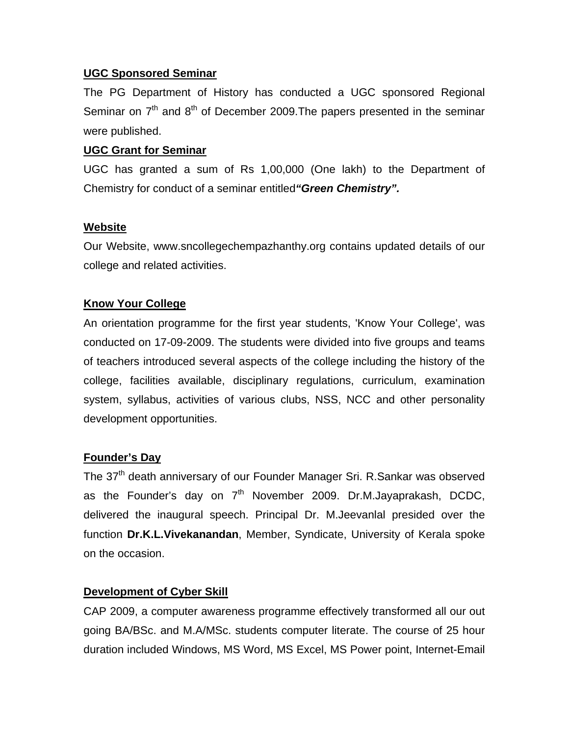**UGC Sponsored Seminar**

The PG Department of History has conducted a UGC sponsored Regional Seminar on 7th and 8th of December 2009.The papers presented in the seminar were published.

**UGC Grant for Seminar**

UGC has granted a sum of Rs 1,00,000 (One lakh) to the Department of Chemistry for conduct of a seminar entitled***"Green Chemistry".***

**Website**

Our Website, www.sncollegechempazhanthy.org contains updated details of our college and related activities.

**Know Your College**

An orientation programme for the first year students, 'Know Your College', was conducted on 17-09-2009. The students were divided into five groups and teams of teachers introduced several aspects of the college including the history of the college, facilities available, disciplinary regulations, curriculum, examination system, syllabus, activities of various clubs, NSS, NCC and other personality development opportunities.

**Founder's Day**

The 37th death anniversary of our Founder Manager Sri. R.Sankar was observed as the Founder's day on 7th November 2009. Dr.M.Jayaprakash, DCDC, delivered the inaugural speech. Principal Dr. M.Jeevanlal presided over the function **Dr.K.L.Vivekanandan**, Member, Syndicate, University of Kerala spoke on the occasion.

**Development of Cyber Skill**

CAP 2009, a computer awareness programme effectively transformed all our out going BA/BSc. and M.A/MSc. students computer literate. The course of 25 hour duration included Windows, MS Word, MS Excel, MS Power point, Internet-Email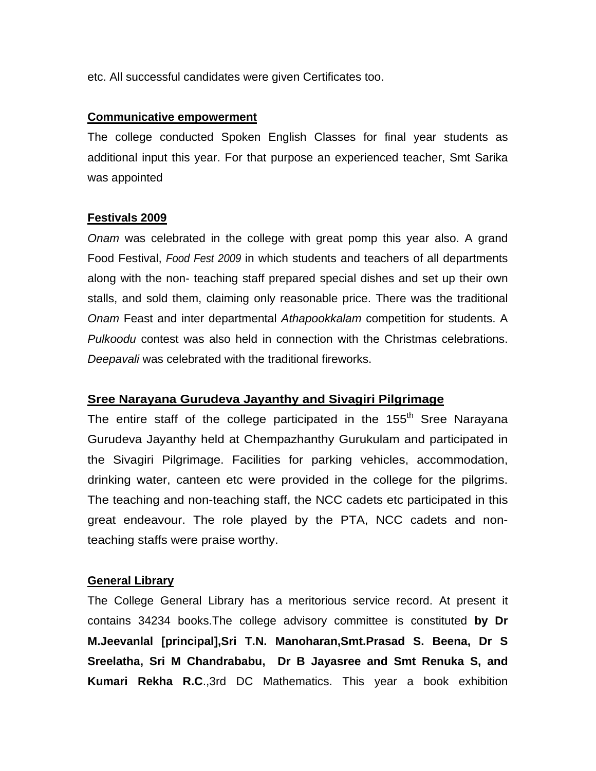etc. All successful candidates were given Certificates too.

**Communicative empowerment**

The college conducted Spoken English Classes for final year students as additional input this year. For that purpose an experienced teacher, Smt Sarika was appointed

**Festivals 2009**

*Onam* was celebrated in the college with great pomp this year also. A grand Food Festival, *Food Fest 2009* in which students and teachers of all departments along with the non- teaching staff prepared special dishes and set up their own stalls, and sold them, claiming only reasonable price. There was the traditional *Onam* Feast and inter departmental *Athapookkalam* competition for students. A *Pulkoodu* contest was also held in connection with the Christmas celebrations. *Deepavali* was celebrated with the traditional fireworks.

**Sree Narayana Gurudeva Jayanthy and Sivagiri Pilgrimage**

The entire staff of the college participated in the 155th Sree Narayana Gurudeva Jayanthy held at Chempazhanthy Gurukulam and participated in the Sivagiri Pilgrimage. Facilities for parking vehicles, accommodation, drinking water, canteen etc were provided in the college for the pilgrims. The teaching and non-teaching staff, the NCC cadets etc participated in this great endeavour. The role played by the PTA, NCC cadets and non-teaching staffs were praise worthy.

**General Library**

The College General Library has a meritorious service record. At present it contains 34234 books.The college advisory committee is constituted **by Dr M.Jeevanlal [principal],Sri T.N. Manoharan,Smt.Prasad S. Beena, Dr S Sreelatha, Sri M Chandrababu, Dr B Jayasree and Smt Renuka S, and Kumari Rekha R.C**.,3rd DC Mathematics. This year a book exhibition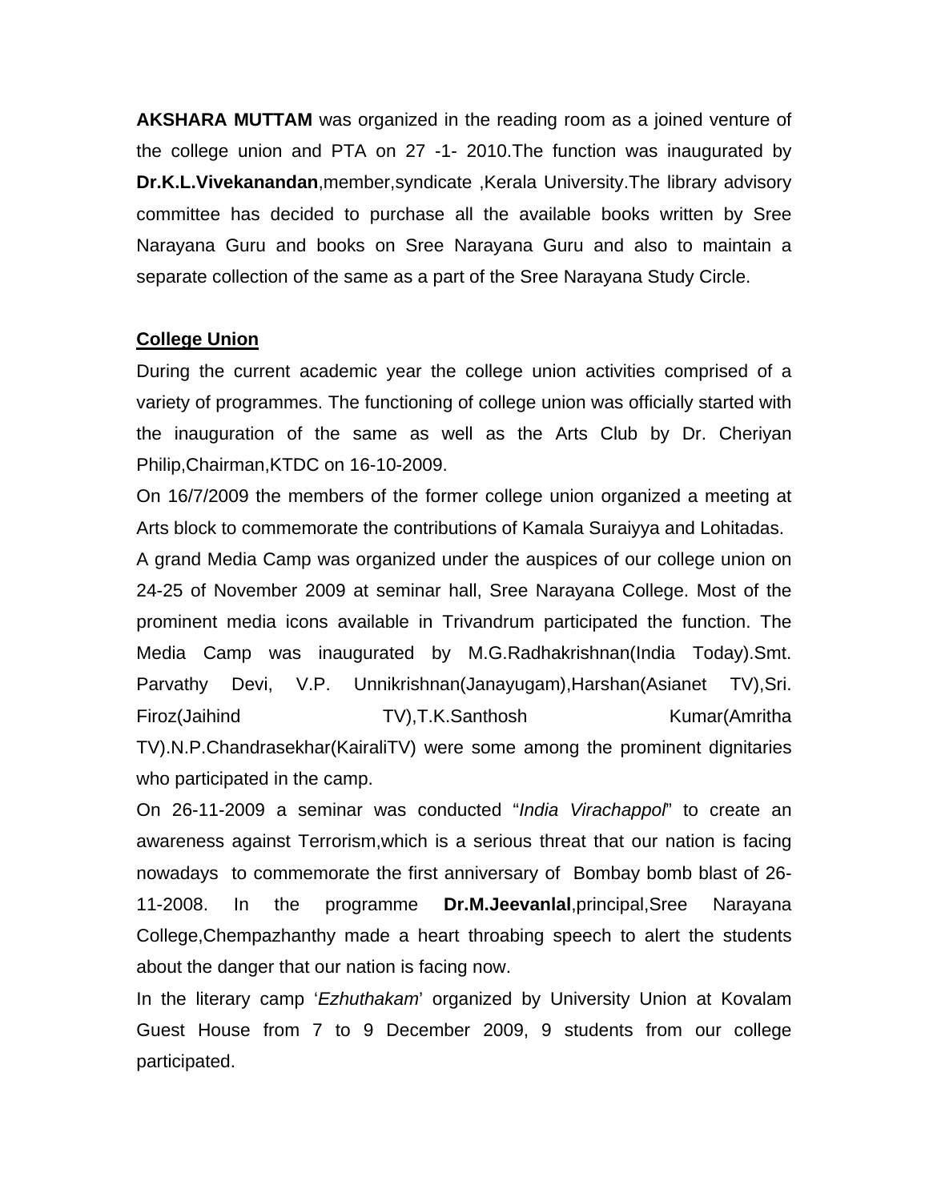**AKSHARA MUTTAM** was organized in the reading room as a joined venture of the college union and PTA on 27 -1- 2010.The function was inaugurated by **Dr.K.L.Vivekanandan**,member,syndicate ,Kerala University.The library advisory committee has decided to purchase all the available books written by Sree Narayana Guru and books on Sree Narayana Guru and also to maintain a separate collection of the same as a part of the Sree Narayana Study Circle.

**<u>College Union</u>**

During the current academic year the college union activities comprised of a variety of programmes. The functioning of college union was officially started with the inauguration of the same as well as the Arts Club by Dr. Cheriyan Philip,Chairman,KTDC on 16-10-2009.

On 16/7/2009 the members of the former college union organized a meeting at Arts block to commemorate the contributions of Kamala Suraiyya and Lohitadas.

A grand Media Camp was organized under the auspices of our college union on 24-25 of November 2009 at seminar hall, Sree Narayana College. Most of the prominent media icons available in Trivandrum participated the function. The Media Camp was inaugurated by M.G.Radhakrishnan(India Today).Smt. Parvathy Devi, V.P. Unnikrishnan(Janayugam),Harshan(Asianet TV),Sri. Firoz(Jaihind TV),T.K.Santhosh Kumar(Amritha TV).N.P.Chandrasekhar(KairaliTV) were some among the prominent dignitaries who participated in the camp.

On 26-11-2009 a seminar was conducted "*India Virachappol*" to create an awareness against Terrorism,which is a serious threat that our nation is facing nowadays to commemorate the first anniversary of Bombay bomb blast of 26-11-2008. In the programme **Dr.M.Jeevanlal**,principal,Sree Narayana College,Chempazhanthy made a heart throabing speech to alert the students about the danger that our nation is facing now.

In the literary camp '*Ezhuthakam*' organized by University Union at Kovalam Guest House from 7 to 9 December 2009, 9 students from our college participated.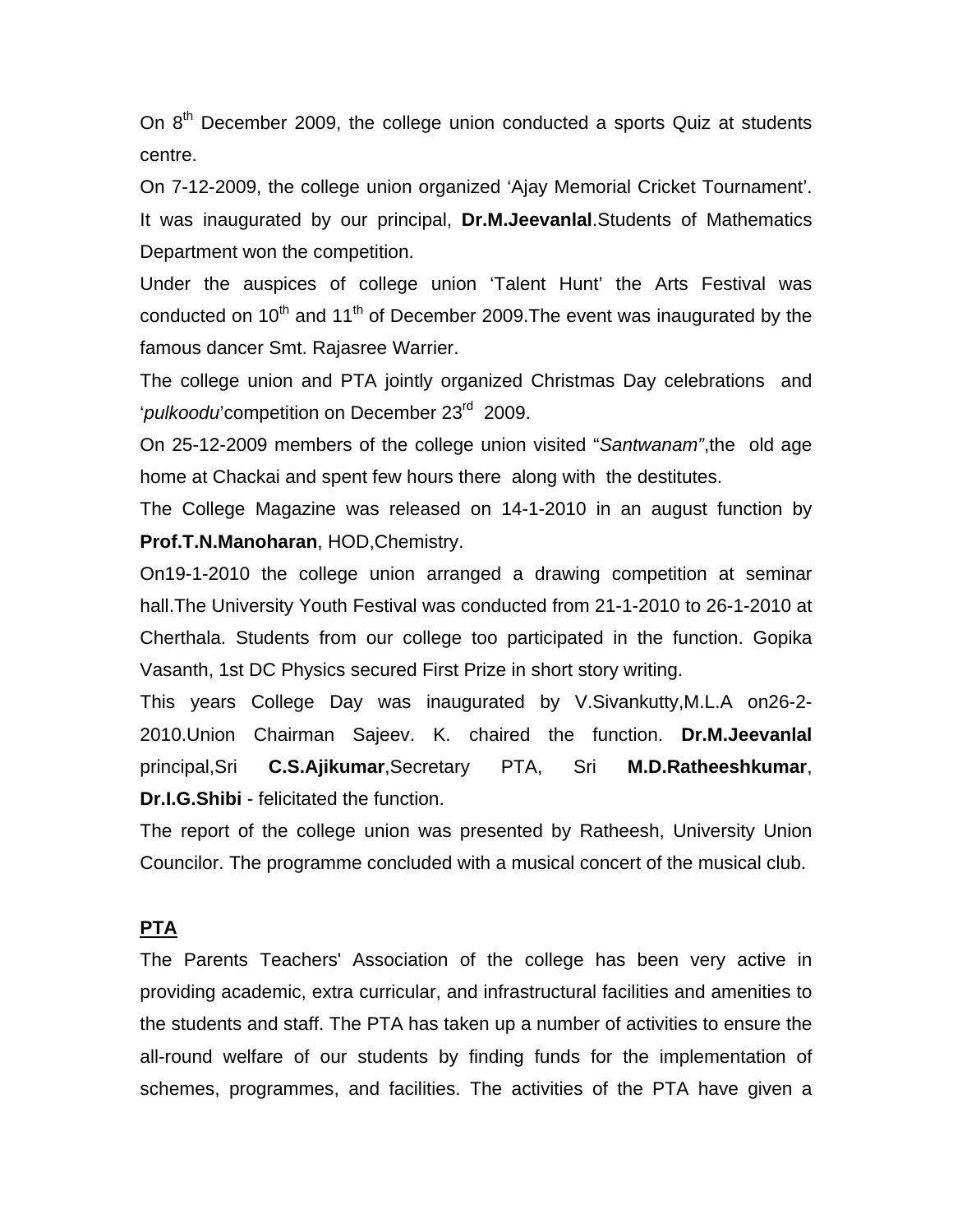On 8th December 2009, the college union conducted a sports Quiz at students centre.

On 7-12-2009, the college union organized 'Ajay Memorial Cricket Tournament'. It was inaugurated by our principal, **Dr.M.Jeevanlal**.Students of Mathematics Department won the competition.

Under the auspices of college union 'Talent Hunt' the Arts Festival was conducted on 10th and 11th of December 2009.The event was inaugurated by the famous dancer Smt. Rajasree Warrier.

The college union and PTA jointly organized Christmas Day celebrations and '*pulkoodu*'competition on December 23rd 2009.

On 25-12-2009 members of the college union visited "*Santwanam"*,the old age home at Chackai and spent few hours there along with the destitutes.

The College Magazine was released on 14-1-2010 in an august function by **Prof.T.N.Manoharan**, HOD,Chemistry.

On19-1-2010 the college union arranged a drawing competition at seminar hall.The University Youth Festival was conducted from 21-1-2010 to 26-1-2010 at Cherthala. Students from our college too participated in the function. Gopika Vasanth, 1st DC Physics secured First Prize in short story writing.

This years College Day was inaugurated by V.Sivankutty,M.L.A on26-2-2010.Union Chairman Sajeev. K. chaired the function. **Dr.M.Jeevanlal** principal,Sri **C.S.Ajikumar**,Secretary PTA, Sri **M.D.Ratheeshkumar**, **Dr.I.G.Shibi** - felicitated the function.

The report of the college union was presented by Ratheesh, University Union Councilor. The programme concluded with a musical concert of the musical club.

**PTA**

The Parents Teachers' Association of the college has been very active in providing academic, extra curricular, and infrastructural facilities and amenities to the students and staff. The PTA has taken up a number of activities to ensure the all-round welfare of our students by finding funds for the implementation of schemes, programmes, and facilities. The activities of the PTA have given a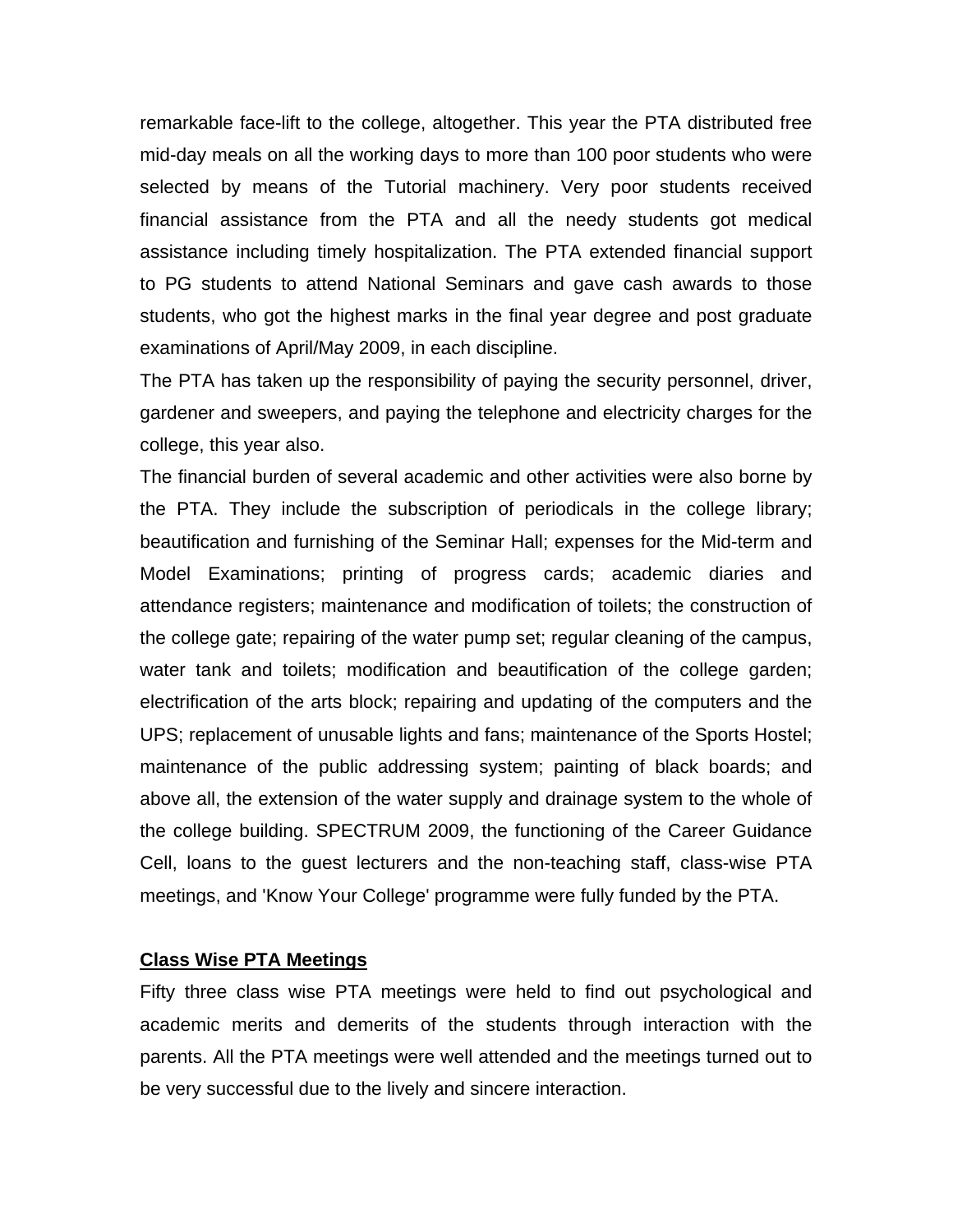remarkable face-lift to the college, altogether. This year the PTA distributed free mid-day meals on all the working days to more than 100 poor students who were selected by means of the Tutorial machinery. Very poor students received financial assistance from the PTA and all the needy students got medical assistance including timely hospitalization. The PTA extended financial support to PG students to attend National Seminars and gave cash awards to those students, who got the highest marks in the final year degree and post graduate examinations of April/May 2009, in each discipline.

The PTA has taken up the responsibility of paying the security personnel, driver, gardener and sweepers, and paying the telephone and electricity charges for the college, this year also.

The financial burden of several academic and other activities were also borne by the PTA. They include the subscription of periodicals in the college library; beautification and furnishing of the Seminar Hall; expenses for the Mid-term and Model Examinations; printing of progress cards; academic diaries and attendance registers; maintenance and modification of toilets; the construction of the college gate; repairing of the water pump set; regular cleaning of the campus, water tank and toilets; modification and beautification of the college garden; electrification of the arts block; repairing and updating of the computers and the UPS; replacement of unusable lights and fans; maintenance of the Sports Hostel; maintenance of the public addressing system; painting of black boards; and above all, the extension of the water supply and drainage system to the whole of the college building. SPECTRUM 2009, the functioning of the Career Guidance Cell, loans to the guest lecturers and the non-teaching staff, class-wise PTA meetings, and 'Know Your College' programme were fully funded by the PTA.

**Class Wise PTA Meetings**

Fifty three class wise PTA meetings were held to find out psychological and academic merits and demerits of the students through interaction with the parents. All the PTA meetings were well attended and the meetings turned out to be very successful due to the lively and sincere interaction.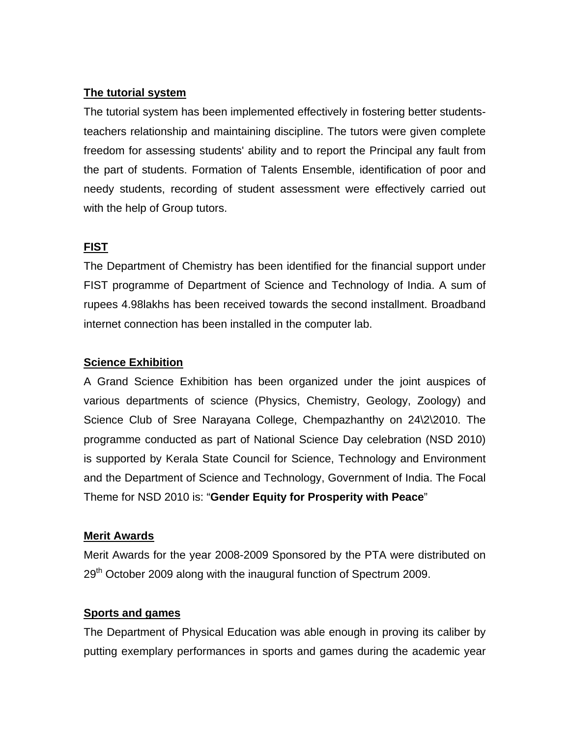**The tutorial system**

The tutorial system has been implemented effectively in fostering better students-teachers relationship and maintaining discipline. The tutors were given complete freedom for assessing students' ability and to report the Principal any fault from the part of students. Formation of Talents Ensemble, identification of poor and needy students, recording of student assessment were effectively carried out with the help of Group tutors.

**FIST**

The Department of Chemistry has been identified for the financial support under FIST programme of Department of Science and Technology of India. A sum of rupees 4.98lakhs has been received towards the second installment. Broadband internet connection has been installed in the computer lab.

**Science Exhibition**

A Grand Science Exhibition has been organized under the joint auspices of various departments of science (Physics, Chemistry, Geology, Zoology) and Science Club of Sree Narayana College, Chempazhanthy on 24\2\2010. The programme conducted as part of National Science Day celebration (NSD 2010) is supported by Kerala State Council for Science, Technology and Environment and the Department of Science and Technology, Government of India. The Focal Theme for NSD 2010 is: "**Gender Equity for Prosperity with Peace**"

**Merit Awards**

Merit Awards for the year 2008-2009 Sponsored by the PTA were distributed on 29th October 2009 along with the inaugural function of Spectrum 2009.

**Sports and games**

The Department of Physical Education was able enough in proving its caliber by putting exemplary performances in sports and games during the academic year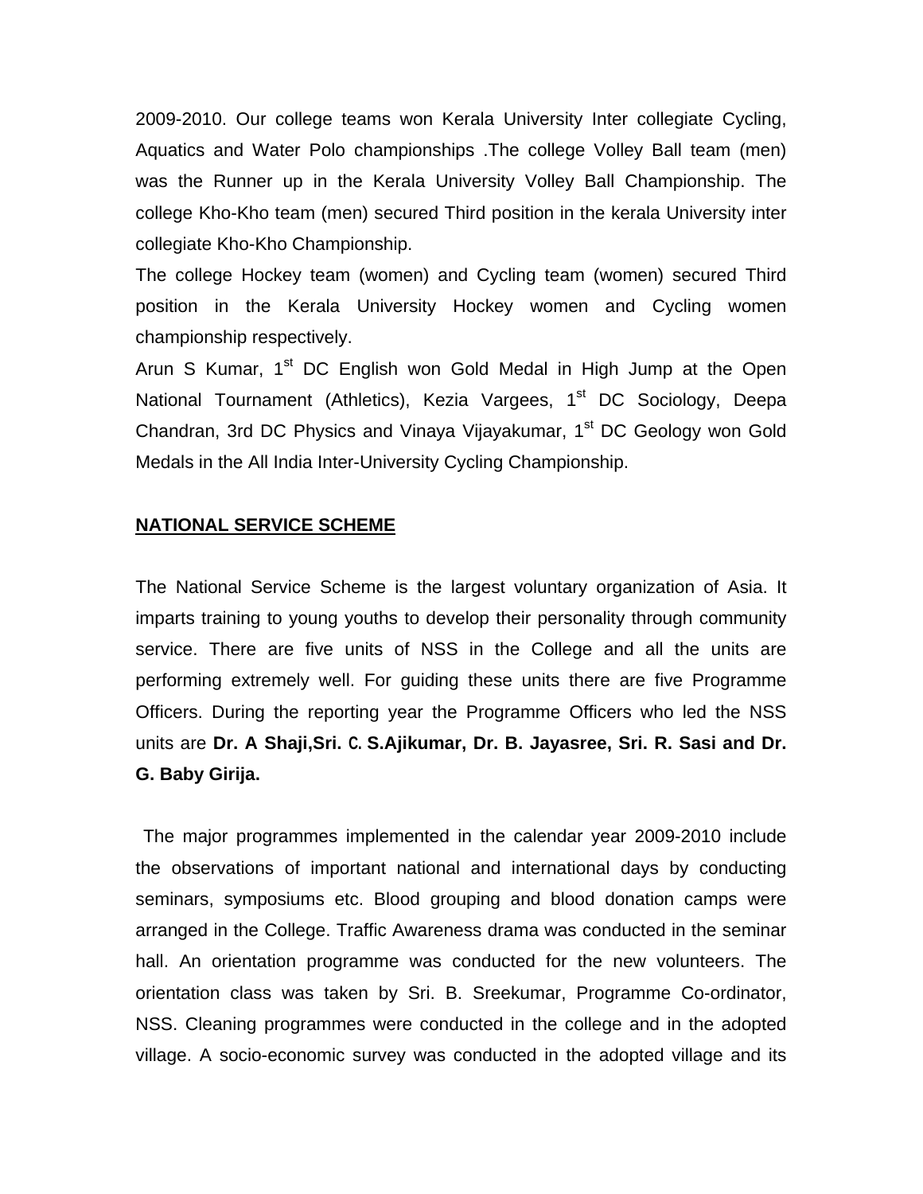2009-2010. Our college teams won Kerala University Inter collegiate Cycling, Aquatics and Water Polo championships .The college Volley Ball team (men) was the Runner up in the Kerala University Volley Ball Championship. The college Kho-Kho team (men) secured Third position in the kerala University inter collegiate Kho-Kho Championship.

The college Hockey team (women) and Cycling team (women) secured Third position in the Kerala University Hockey women and Cycling women championship respectively.

Arun S Kumar, 1st DC English won Gold Medal in High Jump at the Open National Tournament (Athletics), Kezia Vargees, 1st DC Sociology, Deepa Chandran, 3rd DC Physics and Vinaya Vijayakumar, 1st DC Geology won Gold Medals in the All India Inter-University Cycling Championship.

## NATIONAL SERVICE SCHEME

The National Service Scheme is the largest voluntary organization of Asia. It imparts training to young youths to develop their personality through community service. There are five units of NSS in the College and all the units are performing extremely well. For guiding these units there are five Programme Officers. During the reporting year the Programme Officers who led the NSS units are **Dr. A Shaji,Sri. C. S.Ajikumar, Dr. B. Jayasree, Sri. R. Sasi and Dr. G. Baby Girija.**

The major programmes implemented in the calendar year 2009-2010 include the observations of important national and international days by conducting seminars, symposiums etc. Blood grouping and blood donation camps were arranged in the College. Traffic Awareness drama was conducted in the seminar hall. An orientation programme was conducted for the new volunteers. The orientation class was taken by Sri. B. Sreekumar, Programme Co-ordinator, NSS. Cleaning programmes were conducted in the college and in the adopted village. A socio-economic survey was conducted in the adopted village and its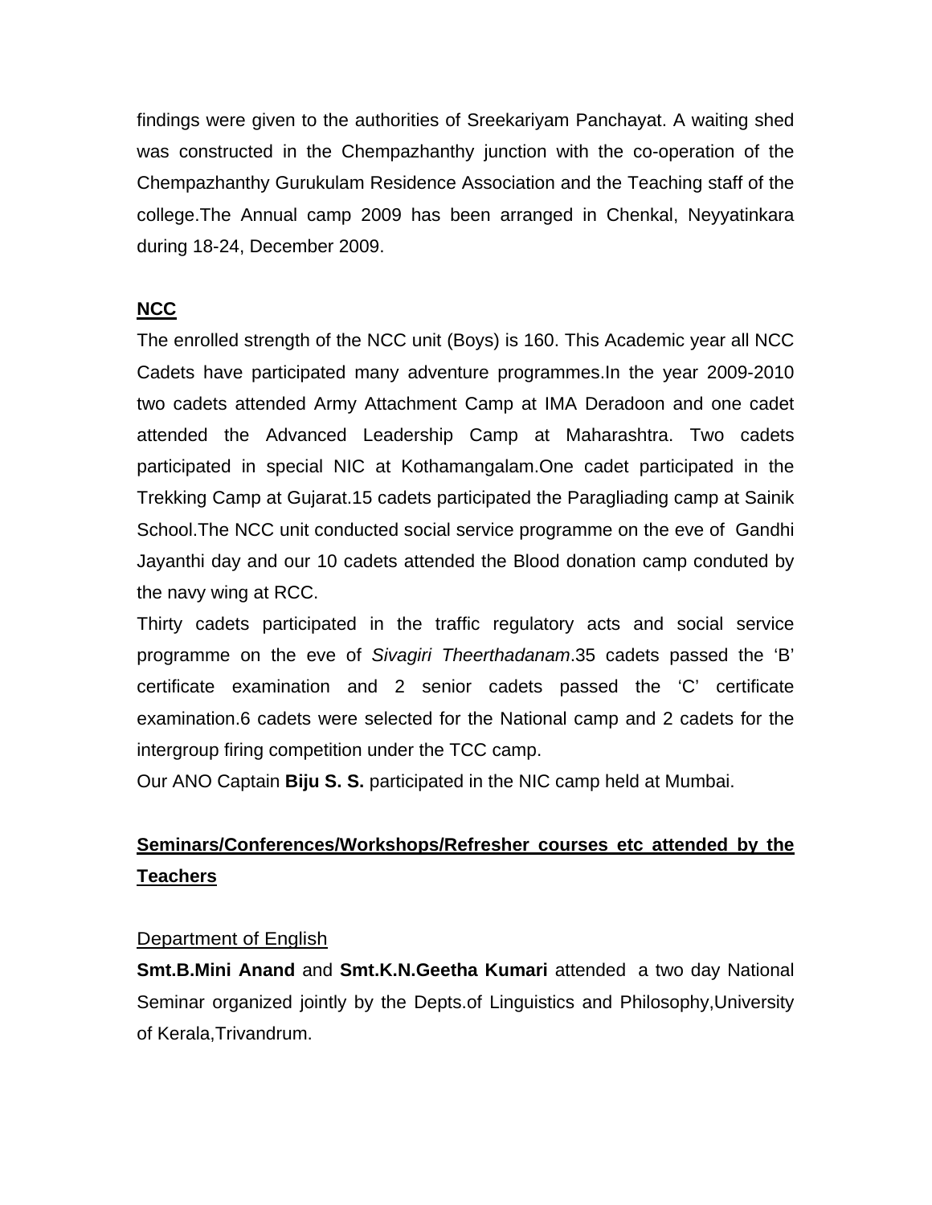findings were given to the authorities of Sreekariyam Panchayat. A waiting shed was constructed in the Chempazhanthy junction with the co-operation of the Chempazhanthy Gurukulam Residence Association and the Teaching staff of the college.The Annual camp 2009 has been arranged in Chenkal, Neyyatinkara during 18-24, December 2009.

## NCC

The enrolled strength of the NCC unit (Boys) is 160. This Academic year all NCC Cadets have participated many adventure programmes.In the year 2009-2010 two cadets attended Army Attachment Camp at IMA Deradoon and one cadet attended the Advanced Leadership Camp at Maharashtra. Two cadets participated in special NIC at Kothamangalam.One cadet participated in the Trekking Camp at Gujarat.15 cadets participated the Paragliading camp at Sainik School.The NCC unit conducted social service programme on the eve of Gandhi Jayanthi day and our 10 cadets attended the Blood donation camp conduted by the navy wing at RCC.

Thirty cadets participated in the traffic regulatory acts and social service programme on the eve of *Sivagiri Theerthadanam*.35 cadets passed the 'B' certificate examination and 2 senior cadets passed the 'C' certificate examination.6 cadets were selected for the National camp and 2 cadets for the intergroup firing competition under the TCC camp.

Our ANO Captain **Biju S. S.** participated in the NIC camp held at Mumbai.

## Seminars/Conferences/Workshops/Refresher courses etc attended by the Teachers

### Department of English

**Smt.B.Mini Anand** and **Smt.K.N.Geetha Kumari** attended a two day National Seminar organized jointly by the Depts.of Linguistics and Philosophy,University of Kerala,Trivandrum.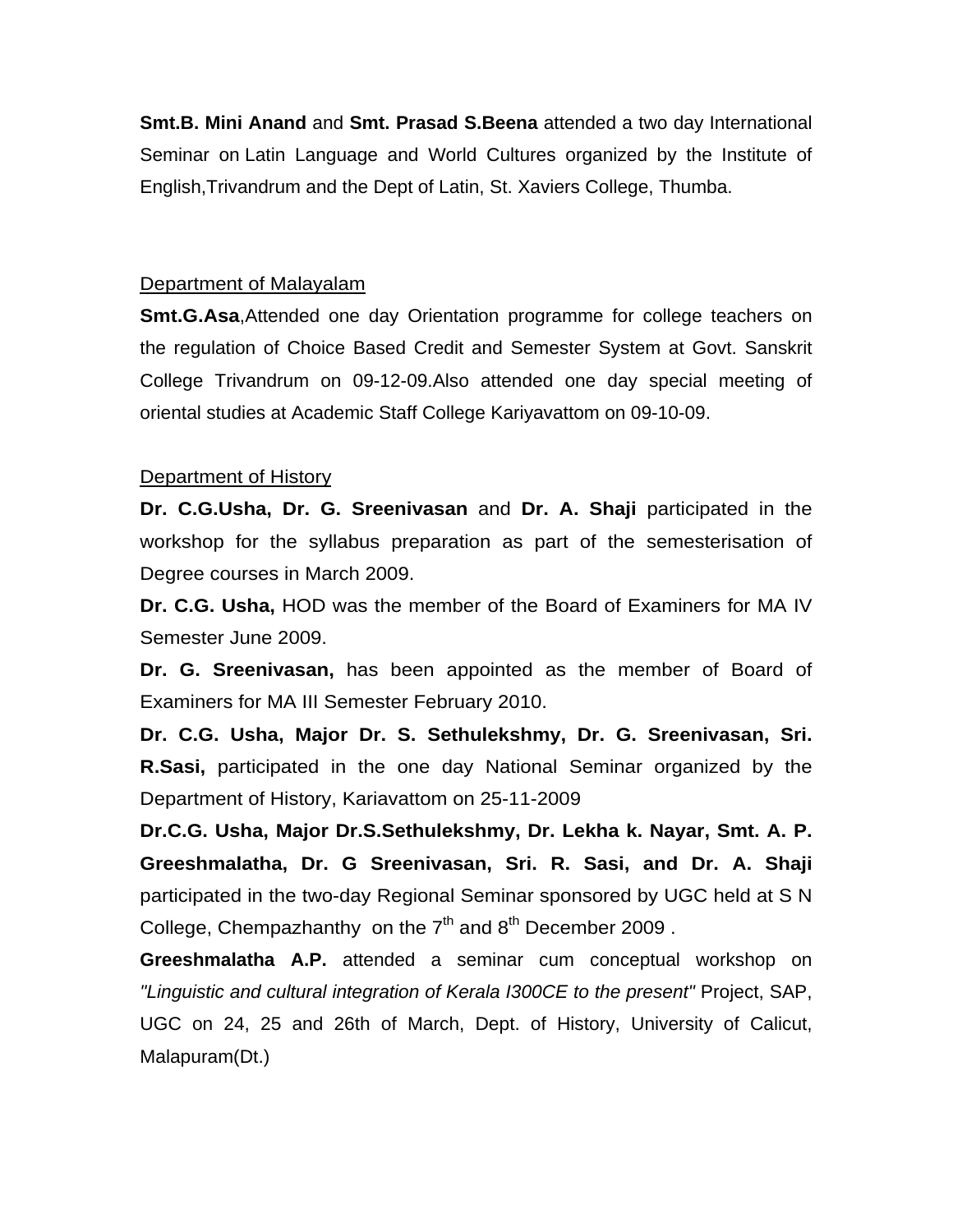**Smt.B. Mini Anand** and **Smt. Prasad S.Beena** attended a two day International Seminar on Latin Language and World Cultures organized by the Institute of English,Trivandrum and the Dept of Latin, St. Xaviers College, Thumba.

Department of Malayalam

**Smt.G.Asa**,Attended one day Orientation programme for college teachers on the regulation of Choice Based Credit and Semester System at Govt. Sanskrit College Trivandrum on 09-12-09.Also attended one day special meeting of oriental studies at Academic Staff College Kariyavattom on 09-10-09.

Department of History

**Dr. C.G.Usha, Dr. G. Sreenivasan** and **Dr. A. Shaji** participated in the workshop for the syllabus preparation as part of the semesterisation of Degree courses in March 2009.

**Dr. C.G. Usha,** HOD was the member of the Board of Examiners for MA IV Semester June 2009.

**Dr. G. Sreenivasan,** has been appointed as the member of Board of Examiners for MA III Semester February 2010.

**Dr. C.G. Usha, Major Dr. S. Sethulekshmy, Dr. G. Sreenivasan, Sri. R.Sasi,** participated in the one day National Seminar organized by the Department of History, Kariavattom on 25-11-2009

**Dr.C.G. Usha, Major Dr.S.Sethulekshmy, Dr. Lekha k. Nayar, Smt. A. P. Greeshmalatha, Dr. G Sreenivasan, Sri. R. Sasi, and Dr. A. Shaji** participated in the two-day Regional Seminar sponsored by UGC held at S N College, Chempazhanthy on the 7th and 8th December 2009 .

**Greeshmalatha A.P.** attended a seminar cum conceptual workshop on *"Linguistic and cultural integration of Kerala I300CE to the present"* Project, SAP, UGC on 24, 25 and 26th of March, Dept. of History, University of Calicut, Malapuram(Dt.)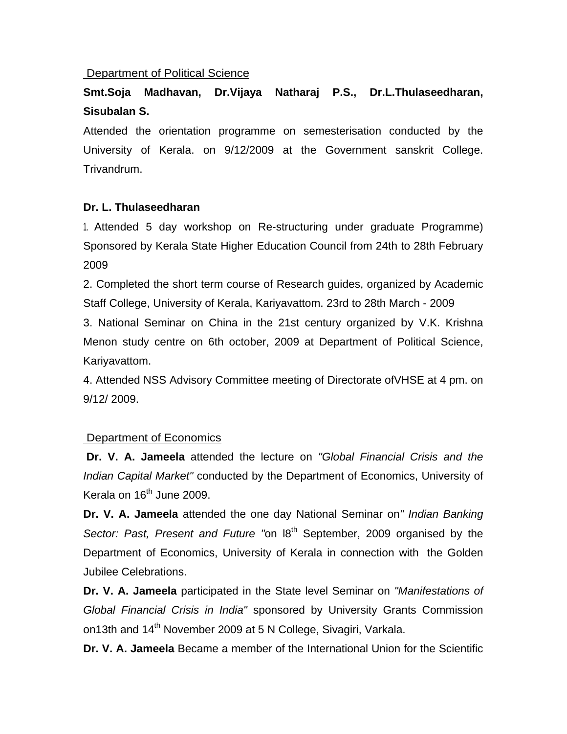Department of Political Science

**Smt.Soja Madhavan, Dr.Vijaya Natharaj P.S., Dr.L.Thulaseedharan, Sisubalan S.**

Attended the orientation programme on semesterisation conducted by the University of Kerala. on 9/12/2009 at the Government sanskrit College. Trivandrum.

**Dr. L. Thulaseedharan**

1. Attended 5 day workshop on Re-structuring under graduate Programme) Sponsored by Kerala State Higher Education Council from 24th to 28th February 2009
2. Completed the short term course of Research guides, organized by Academic Staff College, University of Kerala, Kariyavattom. 23rd to 28th March - 2009
3. National Seminar on China in the 21st century organized by V.K. Krishna Menon study centre on 6th october, 2009 at Department of Political Science, Kariyavattom.
4. Attended NSS Advisory Committee meeting of Directorate ofVHSE at 4 pm. on 9/12/ 2009.

Department of Economics

**Dr. V. A. Jameela** attended the lecture on *"Global Financial Crisis and the Indian Capital Market"* conducted by the Department of Economics, University of Kerala on 16th June 2009.

**Dr. V. A. Jameela** attended the one day National Seminar on*" Indian Banking Sector: Past, Present and Future "*on l8th September, 2009 organised by the Department of Economics, University of Kerala in connection with the Golden Jubilee Celebrations.

**Dr. V. A. Jameela** participated in the State level Seminar on *"Manifestations of Global Financial Crisis in India"* sponsored by University Grants Commission on13th and 14th November 2009 at 5 N College, Sivagiri, Varkala.

**Dr. V. A. Jameela** Became a member of the International Union for the Scientific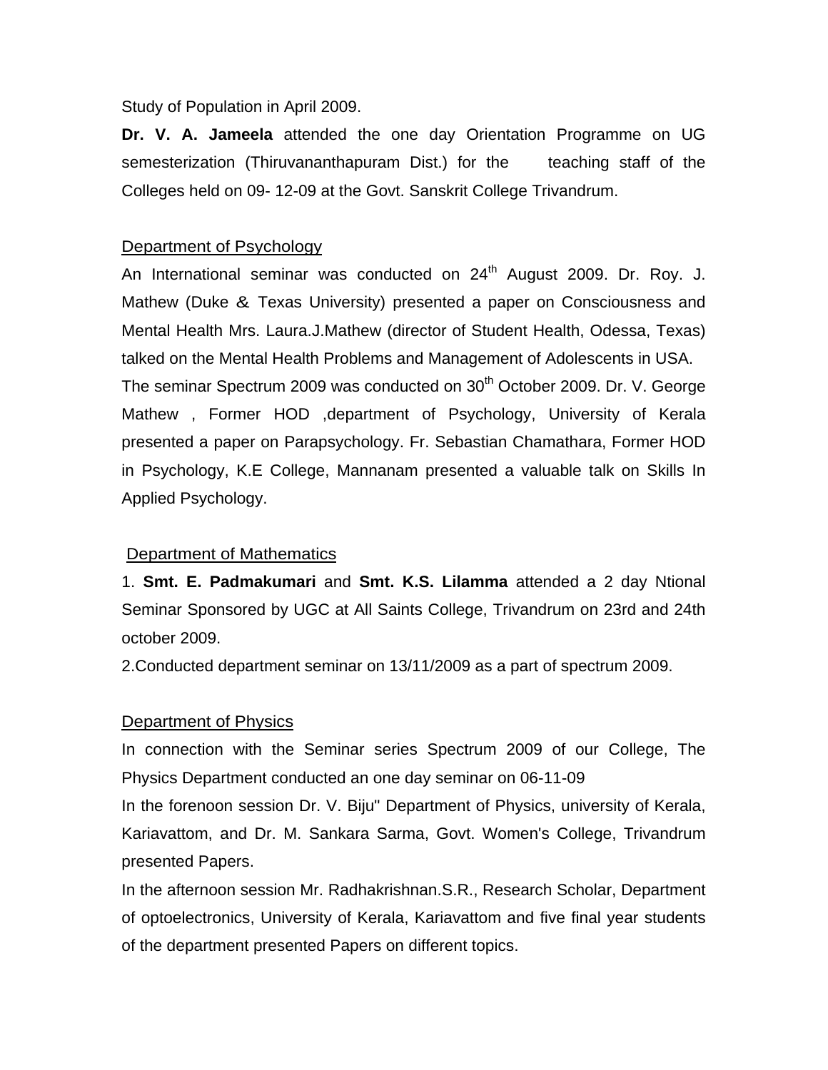Study of Population in April 2009.

**Dr. V. A. Jameela** attended the one day Orientation Programme on UG semesterization (Thiruvananthapuram Dist.) for the teaching staff of the Colleges held on 09- 12-09 at the Govt. Sanskrit College Trivandrum.

## Department of Psychology

An International seminar was conducted on 24th August 2009. Dr. Roy. J. Mathew (Duke & Texas University) presented a paper on Consciousness and Mental Health Mrs. Laura.J.Mathew (director of Student Health, Odessa, Texas) talked on the Mental Health Problems and Management of Adolescents in USA.

The seminar Spectrum 2009 was conducted on 30th October 2009. Dr. V. George Mathew , Former HOD ,department of Psychology, University of Kerala presented a paper on Parapsychology. Fr. Sebastian Chamathara, Former HOD in Psychology, K.E College, Mannanam presented a valuable talk on Skills In Applied Psychology.

## Department of Mathematics

1. **Smt. E. Padmakumari** and **Smt. K.S. Lilamma** attended a 2 day Ntional Seminar Sponsored by UGC at All Saints College, Trivandrum on 23rd and 24th october 2009.
2. Conducted department seminar on 13/11/2009 as a part of spectrum 2009.

## Department of Physics

In connection with the Seminar series Spectrum 2009 of our College, The Physics Department conducted an one day seminar on 06-11-09

In the forenoon session Dr. V. Biju" Department of Physics, university of Kerala, Kariavattom, and Dr. M. Sankara Sarma, Govt. Women's College, Trivandrum presented Papers.

In the afternoon session Mr. Radhakrishnan.S.R., Research Scholar, Department of optoelectronics, University of Kerala, Kariavattom and five final year students of the department presented Papers on different topics.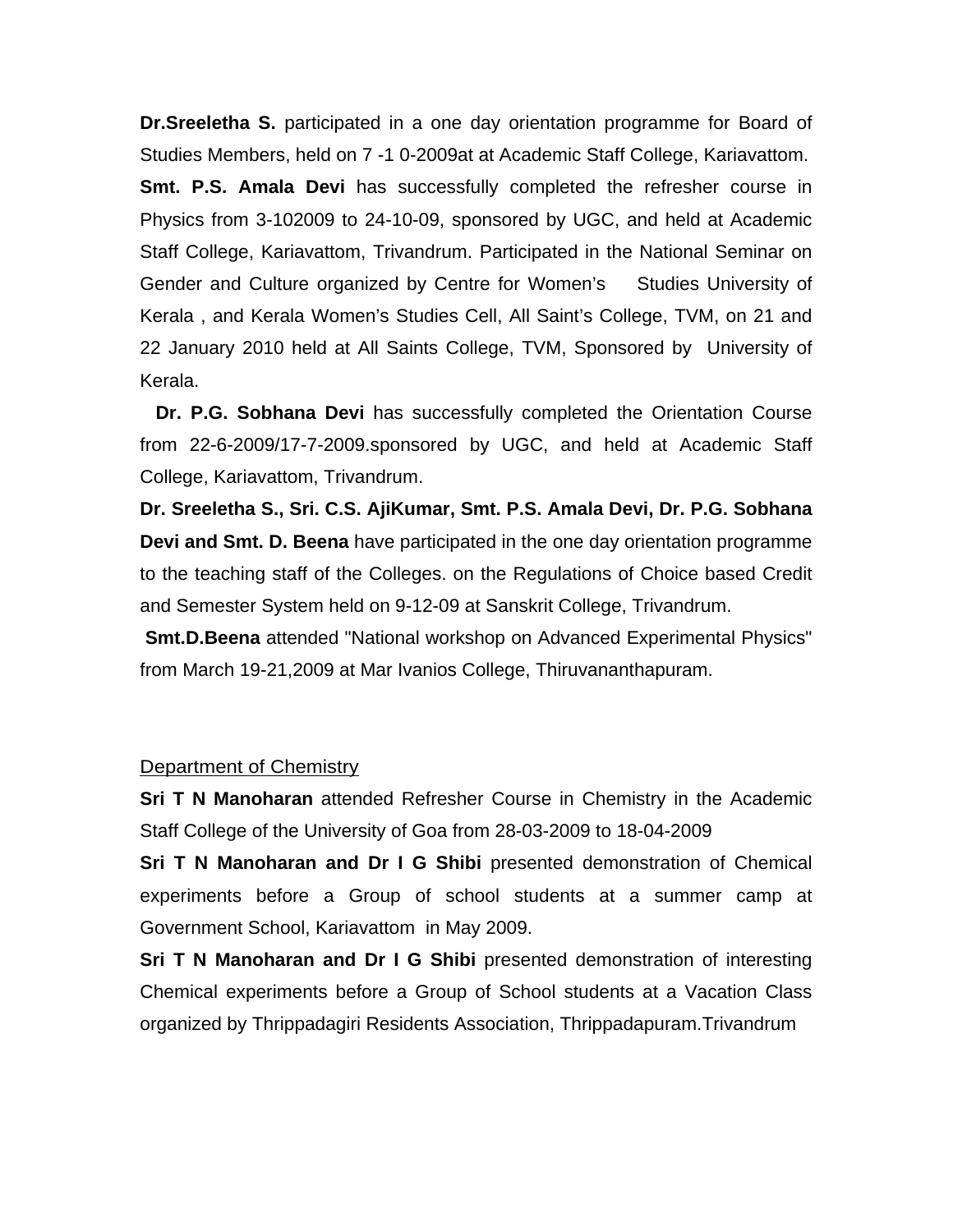**Dr.Sreeletha S.** participated in a one day orientation programme for Board of Studies Members, held on 7 -1 0-2009at at Academic Staff College, Kariavattom.

**Smt. P.S. Amala Devi** has successfully completed the refresher course in Physics from 3-102009 to 24-10-09, sponsored by UGC, and held at Academic Staff College, Kariavattom, Trivandrum. Participated in the National Seminar on Gender and Culture organized by Centre for Women's Studies University of Kerala , and Kerala Women's Studies Cell, All Saint's College, TVM, on 21 and 22 January 2010 held at All Saints College, TVM, Sponsored by University of Kerala.

**Dr. P.G. Sobhana Devi** has successfully completed the Orientation Course from 22-6-2009/17-7-2009.sponsored by UGC, and held at Academic Staff College, Kariavattom, Trivandrum.

**Dr. Sreeletha S., Sri. C.S. AjiKumar, Smt. P.S. Amala Devi, Dr. P.G. Sobhana Devi and Smt. D. Beena** have participated in the one day orientation programme to the teaching staff of the Colleges. on the Regulations of Choice based Credit and Semester System held on 9-12-09 at Sanskrit College, Trivandrum.

**Smt.D.Beena** attended "National workshop on Advanced Experimental Physics" from March 19-21,2009 at Mar Ivanios College, Thiruvananthapuram.

Department of Chemistry

**Sri T N Manoharan** attended Refresher Course in Chemistry in the Academic Staff College of the University of Goa from 28-03-2009 to 18-04-2009

**Sri T N Manoharan and Dr I G Shibi** presented demonstration of Chemical experiments before a Group of school students at a summer camp at Government School, Kariavattom in May 2009.

**Sri T N Manoharan and Dr I G Shibi** presented demonstration of interesting Chemical experiments before a Group of School students at a Vacation Class organized by Thrippadagiri Residents Association, Thrippadapuram.Trivandrum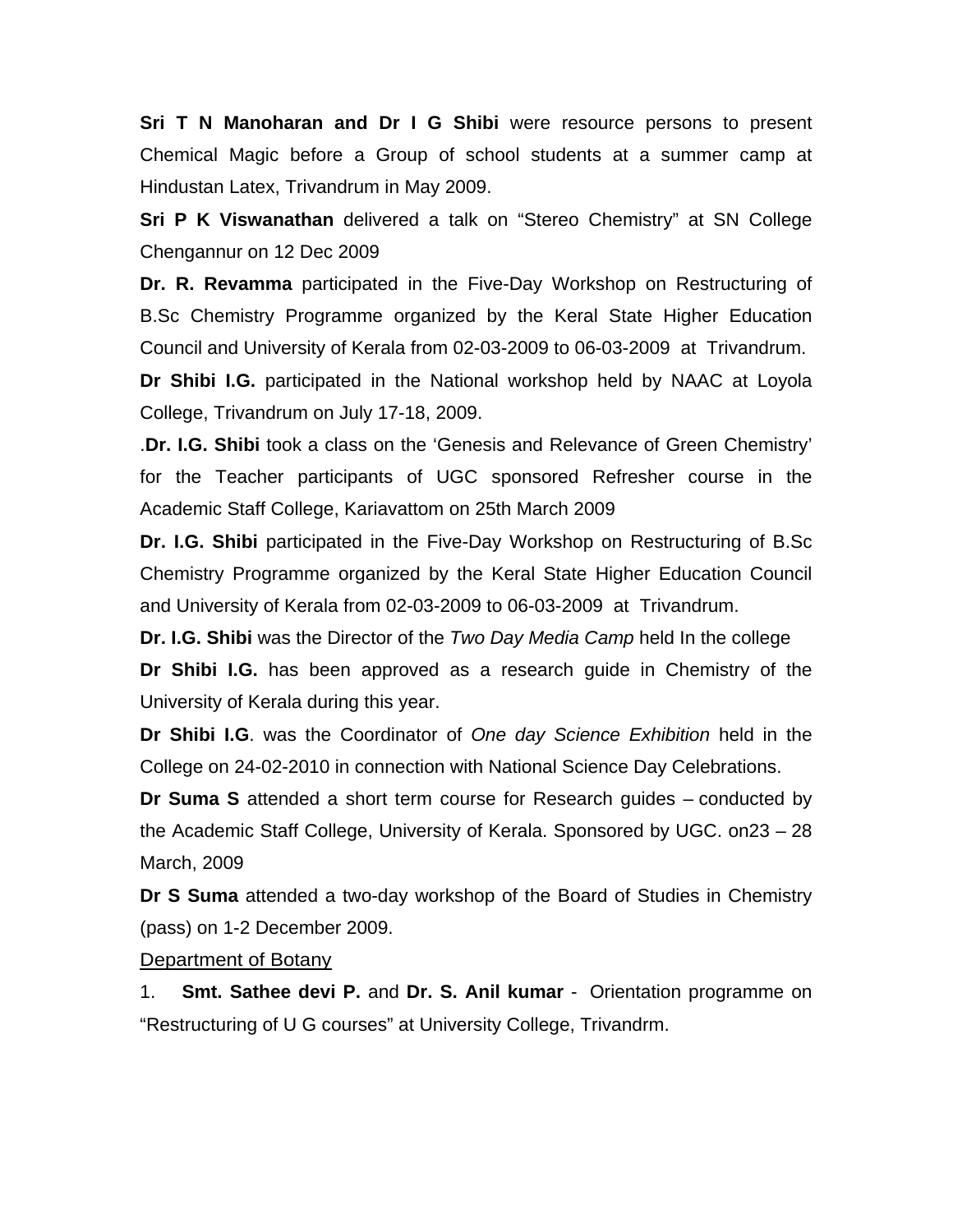**Sri T N Manoharan and Dr I G Shibi** were resource persons to present Chemical Magic before a Group of school students at a summer camp at Hindustan Latex, Trivandrum in May 2009.

**Sri P K Viswanathan** delivered a talk on "Stereo Chemistry" at SN College Chengannur on 12 Dec 2009

**Dr. R. Revamma** participated in the Five-Day Workshop on Restructuring of B.Sc Chemistry Programme organized by the Keral State Higher Education Council and University of Kerala from 02-03-2009 to 06-03-2009 at Trivandrum.

**Dr Shibi I.G.** participated in the National workshop held by NAAC at Loyola College, Trivandrum on July 17-18, 2009.

.**Dr. I.G. Shibi** took a class on the 'Genesis and Relevance of Green Chemistry' for the Teacher participants of UGC sponsored Refresher course in the Academic Staff College, Kariavattom on 25th March 2009

**Dr. I.G. Shibi** participated in the Five-Day Workshop on Restructuring of B.Sc Chemistry Programme organized by the Keral State Higher Education Council and University of Kerala from 02-03-2009 to 06-03-2009 at Trivandrum.

**Dr. I.G. Shibi** was the Director of the *Two Day Media Camp* held In the college

**Dr Shibi I.G.** has been approved as a research guide in Chemistry of the University of Kerala during this year.

**Dr Shibi I.G**. was the Coordinator of *One day Science Exhibition* held in the College on 24-02-2010 in connection with National Science Day Celebrations.

**Dr Suma S** attended a short term course for Research guides – conducted by the Academic Staff College, University of Kerala. Sponsored by UGC. on23 – 28 March, 2009

**Dr S Suma** attended a two-day workshop of the Board of Studies in Chemistry (pass) on 1-2 December 2009.

Department of Botany

1. **Smt. Sathee devi P.** and **Dr. S. Anil kumar** - Orientation programme on "Restructuring of U G courses" at University College, Trivandrm.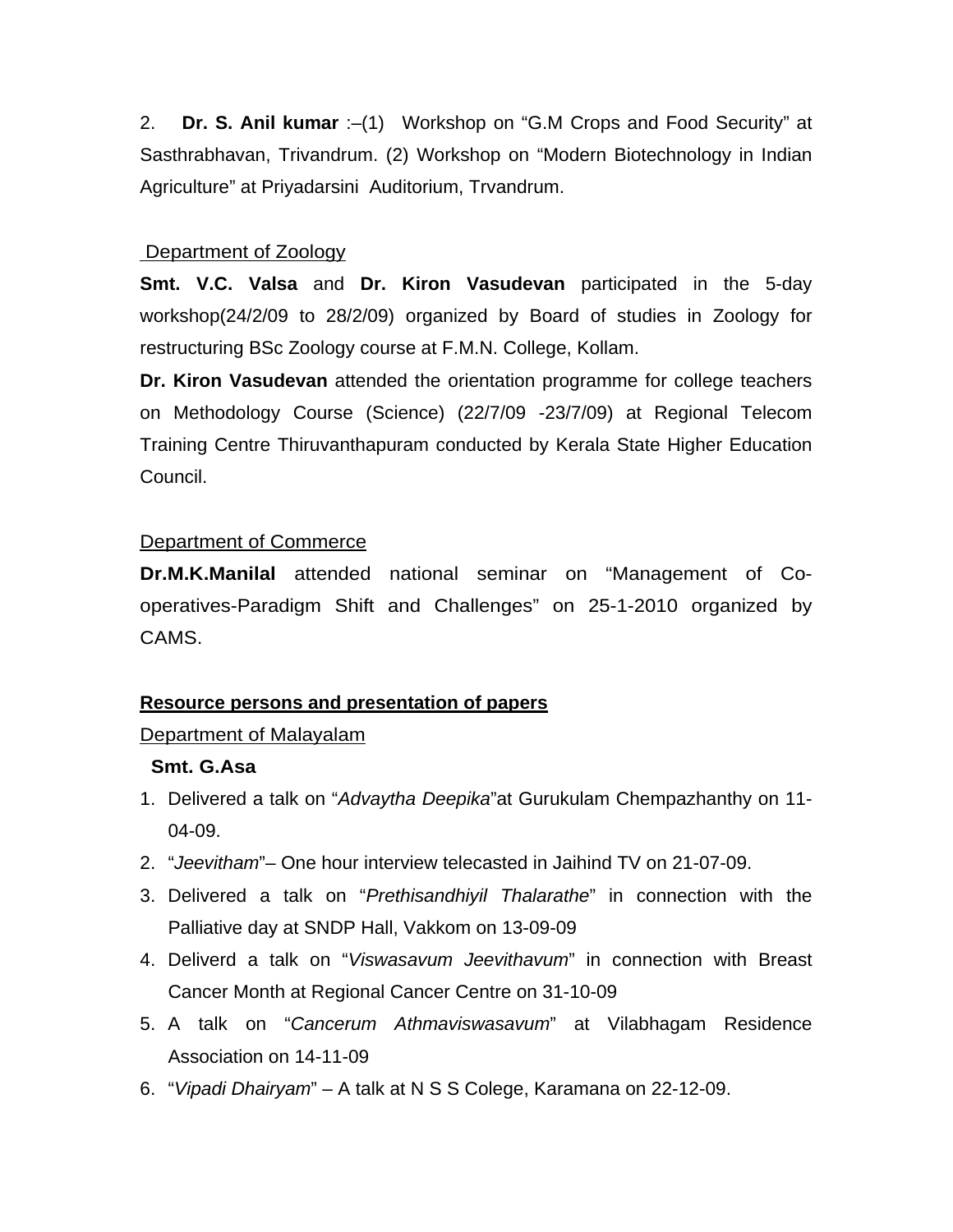2. **Dr. S. Anil kumar** :–(1) Workshop on “G.M Crops and Food Security” at Sasthrabhavan, Trivandrum. (2) Workshop on “Modern Biotechnology in Indian Agriculture” at Priyadarsini Auditorium, Trvandrum.

Department of Zoology

**Smt. V.C. Valsa** and **Dr. Kiron Vasudevan** participated in the 5-day workshop(24/2/09 to 28/2/09) organized by Board of studies in Zoology for restructuring BSc Zoology course at F.M.N. College, Kollam.

**Dr. Kiron Vasudevan** attended the orientation programme for college teachers on Methodology Course (Science) (22/7/09 -23/7/09) at Regional Telecom Training Centre Thiruvanthapuram conducted by Kerala State Higher Education Council.

Department of Commerce

**Dr.M.K.Manilal** attended national seminar on “Management of Co-operatives-Paradigm Shift and Challenges” on 25-1-2010 organized by CAMS.

**Resource persons and presentation of papers**

Department of Malayalam

**Smt. G.Asa**

1. Delivered a talk on “*Advaytha Deepika*”at Gurukulam Chempazhanthy on 11-04-09.
2. “*Jeevitham*”– One hour interview telecasted in Jaihind TV on 21-07-09.
3. Delivered a talk on “*Prethisandhiyil Thalarathe*” in connection with the Palliative day at SNDP Hall, Vakkom on 13-09-09
4. Deliverd a talk on “*Viswasavum Jeevithavum*” in connection with Breast Cancer Month at Regional Cancer Centre on 31-10-09
5. A talk on “*Cancerum Athmaviswasavum*” at Vilabhagam Residence Association on 14-11-09
6. “*Vipadi Dhairyam*” – A talk at N S S Colege, Karamana on 22-12-09.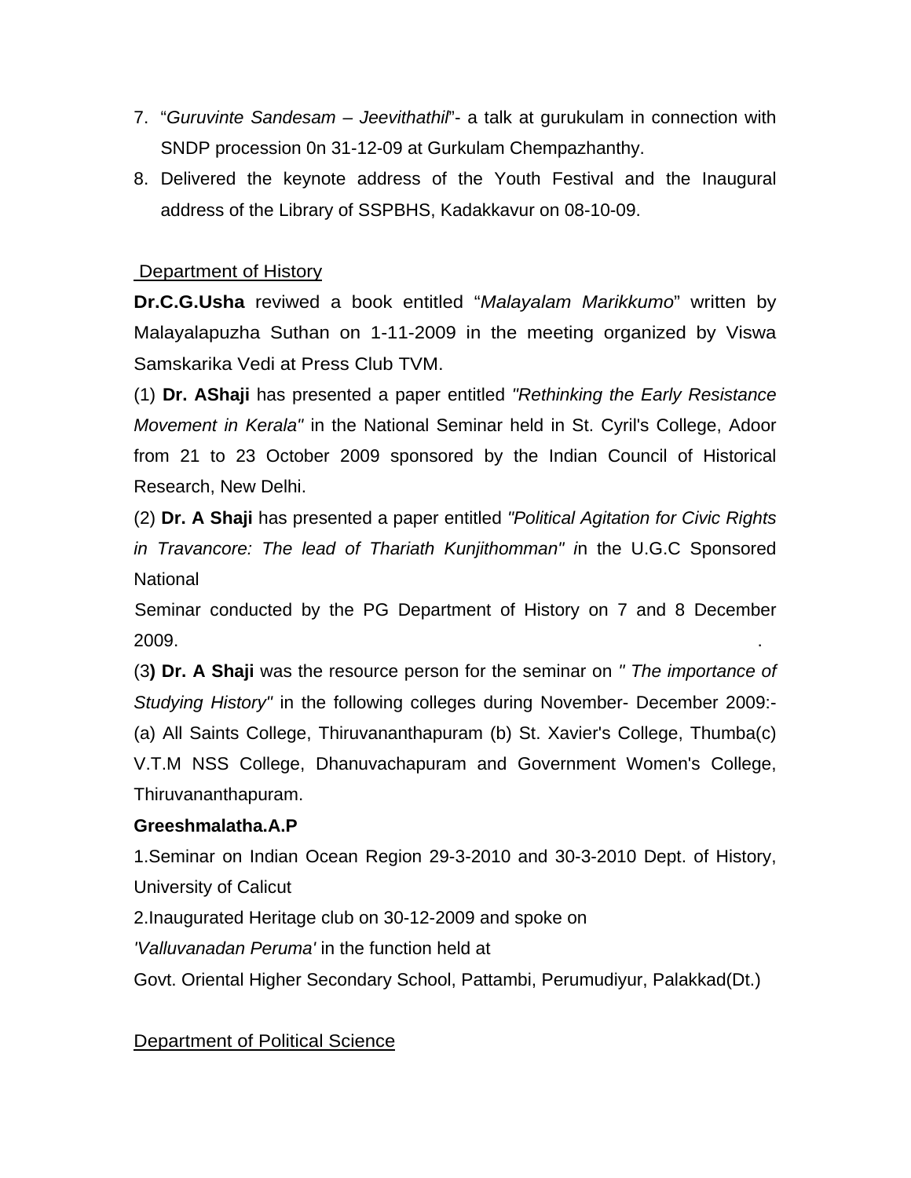7. "*Guruvinte Sandesam – Jeevithathil*"- a talk at gurukulam in connection with SNDP procession 0n 31-12-09 at Gurkulam Chempazhanthy.
8. Delivered the keynote address of the Youth Festival and the Inaugural address of the Library of SSPBHS, Kadakkavur on 08-10-09.

Department of History

**Dr.C.G.Usha** reviwed a book entitled "*Malayalam Marikkumo*" written by Malayalapuzha Suthan on 1-11-2009 in the meeting organized by Viswa Samskarika Vedi at Press Club TVM.

(1) **Dr. AShaji** has presented a paper entitled *"Rethinking the Early Resistance Movement in Kerala"* in the National Seminar held in St. Cyril's College, Adoor from 21 to 23 October 2009 sponsored by the Indian Council of Historical Research, New Delhi.

(2) **Dr. A Shaji** has presented a paper entitled *"Political Agitation for Civic Rights in Travancore: The lead of Thariath Kunjithomman" i*n the U.G.C Sponsored National

Seminar conducted by the PG Department of History on 7 and 8 December 2009.

(3**) Dr. A Shaji** was the resource person for the seminar on *" The importance of Studying History"* in the following colleges during November- December 2009:- (a) All Saints College, Thiruvananthapuram (b) St. Xavier's College, Thumba(c) V.T.M NSS College, Dhanuvachapuram and Government Women's College, Thiruvananthapuram.

**Greeshmalatha.A.P**

1.Seminar on Indian Ocean Region 29-3-2010 and 30-3-2010 Dept. of History, University of Calicut

2.Inaugurated Heritage club on 30-12-2009 and spoke on

*'Valluvanadan Peruma'* in the function held at

Govt. Oriental Higher Secondary School, Pattambi, Perumudiyur, Palakkad(Dt.)

Department of Political Science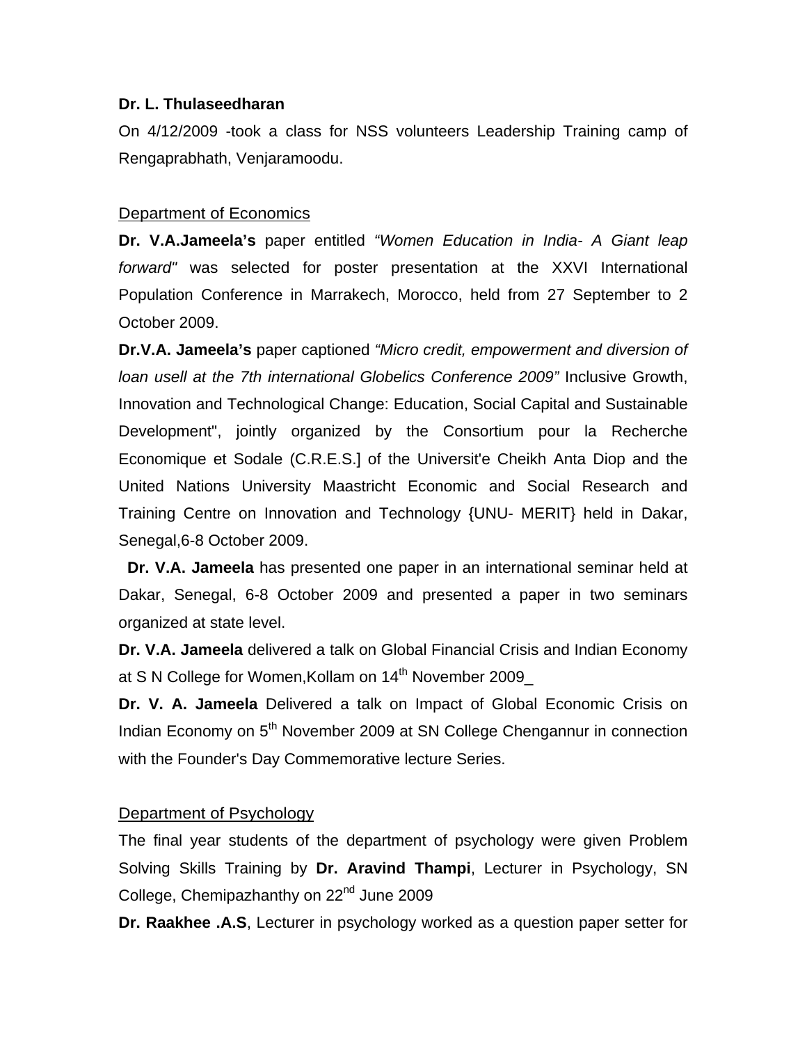**Dr. L. Thulaseedharan**

On 4/12/2009 -took a class for NSS volunteers Leadership Training camp of Rengaprabhath, Venjaramoodu.

Department of Economics

**Dr. V.A.Jameela's** paper entitled *"Women Education in India- A Giant leap forward"* was selected for poster presentation at the XXVI International Population Conference in Marrakech, Morocco, held from 27 September to 2 October 2009.

**Dr.V.A. Jameela's** paper captioned *"Micro credit, empowerment and diversion of loan usell at the 7th international Globelics Conference 2009"* Inclusive Growth, Innovation and Technological Change: Education, Social Capital and Sustainable Development", jointly organized by the Consortium pour la Recherche Economique et Sodale (C.R.E.S.] of the Universit'e Cheikh Anta Diop and the United Nations University Maastricht Economic and Social Research and Training Centre on Innovation and Technology {UNU- MERIT} held in Dakar, Senegal,6-8 October 2009.

**Dr. V.A. Jameela** has presented one paper in an international seminar held at Dakar, Senegal, 6-8 October 2009 and presented a paper in two seminars organized at state level.

**Dr. V.A. Jameela** delivered a talk on Global Financial Crisis and Indian Economy at S N College for Women,Kollam on 14th November 2009_

**Dr. V. A. Jameela** Delivered a talk on Impact of Global Economic Crisis on Indian Economy on 5th November 2009 at SN College Chengannur in connection with the Founder's Day Commemorative lecture Series.

Department of Psychology

The final year students of the department of psychology were given Problem Solving Skills Training by **Dr. Aravind Thampi**, Lecturer in Psychology, SN College, Chemipazhanthy on 22nd June 2009

**Dr. Raakhee .A.S**, Lecturer in psychology worked as a question paper setter for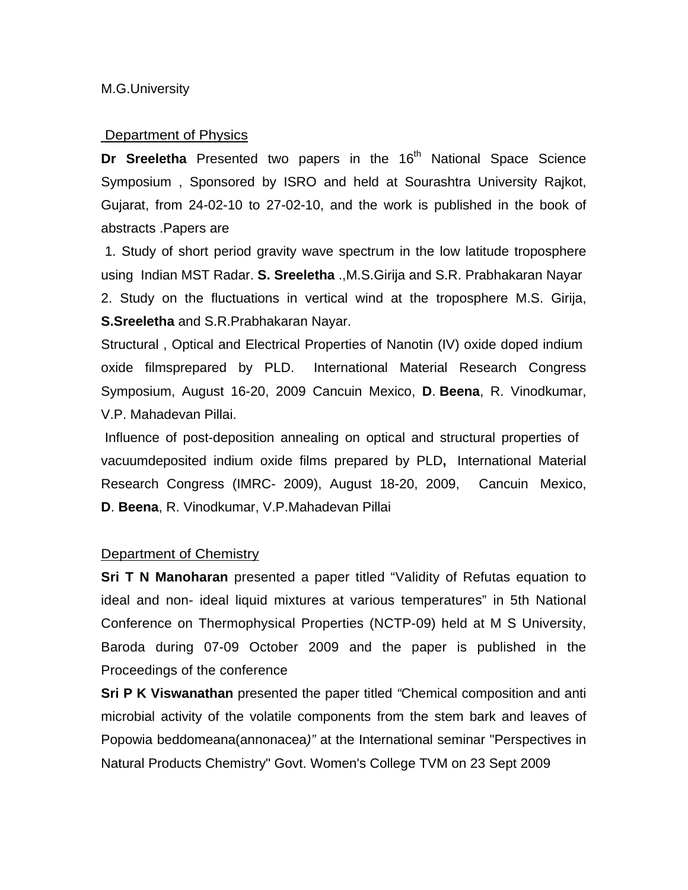M.G.University

Department of Physics

**Dr Sreeletha** Presented two papers in the 16th National Space Science Symposium , Sponsored by ISRO and held at Sourashtra University Rajkot, Gujarat, from 24-02-10 to 27-02-10, and the work is published in the book of abstracts .Papers are

1. Study of short period gravity wave spectrum in the low latitude troposphere using Indian MST Radar. **S. Sreeletha** .,M.S.Girija and S.R. Prabhakaran Nayar
2. Study on the fluctuations in vertical wind at the troposphere M.S. Girija, **S.Sreeletha** and S.R.Prabhakaran Nayar.

Structural , Optical and Electrical Properties of Nanotin (IV) oxide doped indium oxide filmsprepared by PLD. International Material Research Congress Symposium, August 16-20, 2009 Cancuin Mexico, **D**. **Beena**, R. Vinodkumar, V.P. Mahadevan Pillai.

Influence of post-deposition annealing on optical and structural properties of vacuumdeposited indium oxide films prepared by PLD**,** International Material Research Congress (IMRC- 2009), August 18-20, 2009, Cancuin Mexico, **D**. **Beena**, R. Vinodkumar, V.P.Mahadevan Pillai

Department of Chemistry

**Sri T N Manoharan** presented a paper titled "Validity of Refutas equation to ideal and non- ideal liquid mixtures at various temperatures" in 5th National Conference on Thermophysical Properties (NCTP-09) held at M S University, Baroda during 07-09 October 2009 and the paper is published in the Proceedings of the conference

**Sri P K Viswanathan** presented the paper titled *"*Chemical composition and anti microbial activity of the volatile components from the stem bark and leaves of Popowia beddomeana(annonacea*)"* at the International seminar "Perspectives in Natural Products Chemistry" Govt. Women's College TVM on 23 Sept 2009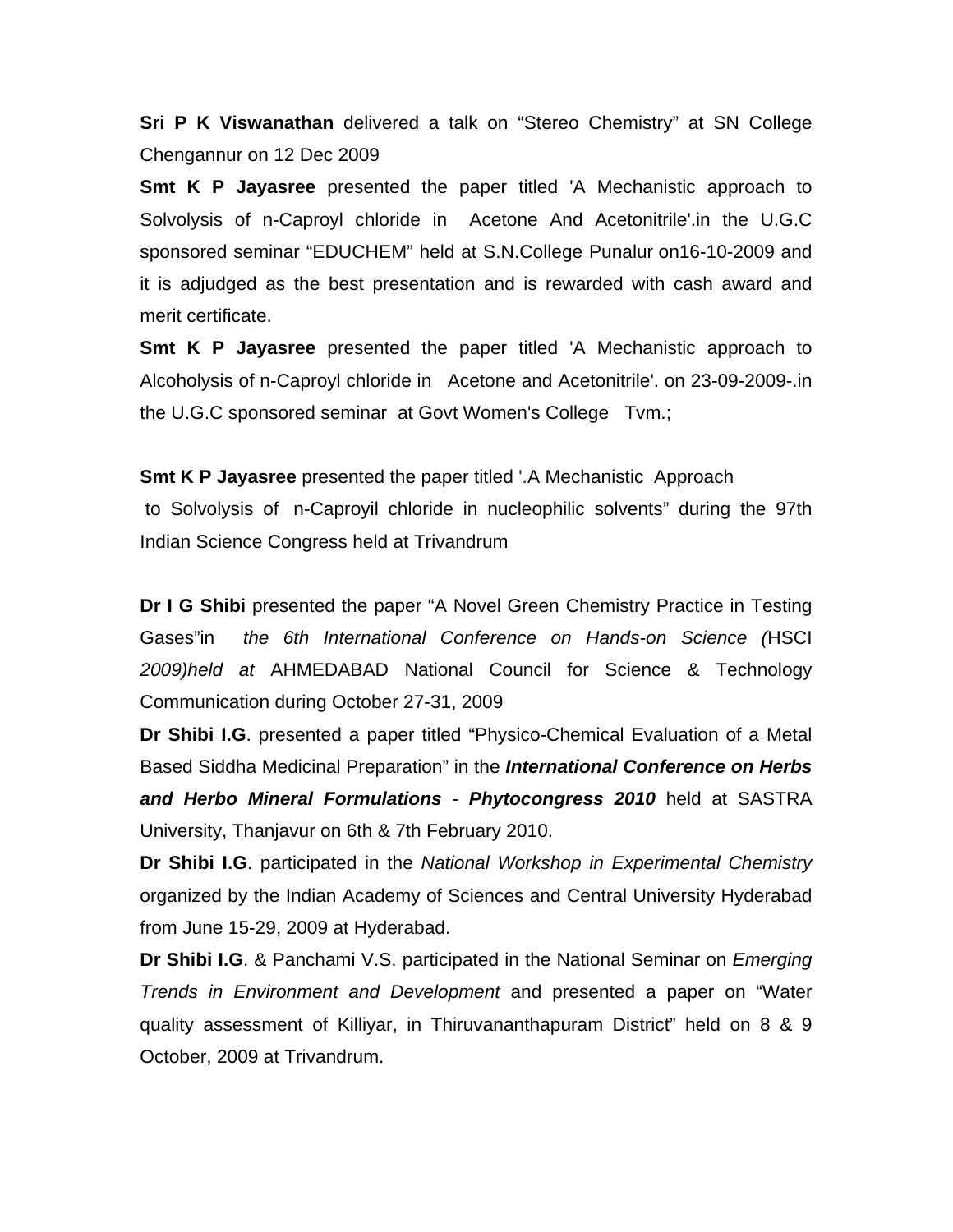**Sri P K Viswanathan** delivered a talk on "Stereo Chemistry" at SN College Chengannur on 12 Dec 2009

**Smt K P Jayasree** presented the paper titled 'A Mechanistic approach to Solvolysis of n-Caproyl chloride in Acetone And Acetonitrile'.in the U.G.C sponsored seminar "EDUCHEM" held at S.N.College Punalur on16-10-2009 and it is adjudged as the best presentation and is rewarded with cash award and merit certificate.

**Smt K P Jayasree** presented the paper titled 'A Mechanistic approach to Alcoholysis of n-Caproyl chloride in Acetone and Acetonitrile'. on 23-09-2009-.in the U.G.C sponsored seminar at Govt Women's College Tvm.;

**Smt K P Jayasree** presented the paper titled '.A Mechanistic Approach to Solvolysis of n-Caproyil chloride in nucleophilic solvents" during the 97th Indian Science Congress held at Trivandrum

**Dr I G Shibi** presented the paper "A Novel Green Chemistry Practice in Testing Gases"in *the 6th International Conference on Hands-on Science (*HSCI *2009)held at* AHMEDABAD National Council for Science & Technology Communication during October 27-31, 2009

**Dr Shibi I.G**. presented a paper titled "Physico-Chemical Evaluation of a Metal Based Siddha Medicinal Preparation" in the ***International Conference on Herbs and Herbo Mineral Formulations*** - ***Phytocongress 2010*** held at SASTRA University, Thanjavur on 6th & 7th February 2010.

**Dr Shibi I.G**. participated in the *National Workshop in Experimental Chemistry* organized by the Indian Academy of Sciences and Central University Hyderabad from June 15-29, 2009 at Hyderabad.

**Dr Shibi I.G**. & Panchami V.S. participated in the National Seminar on *Emerging Trends in Environment and Development* and presented a paper on "Water quality assessment of Killiyar, in Thiruvananthapuram District" held on 8 & 9 October, 2009 at Trivandrum.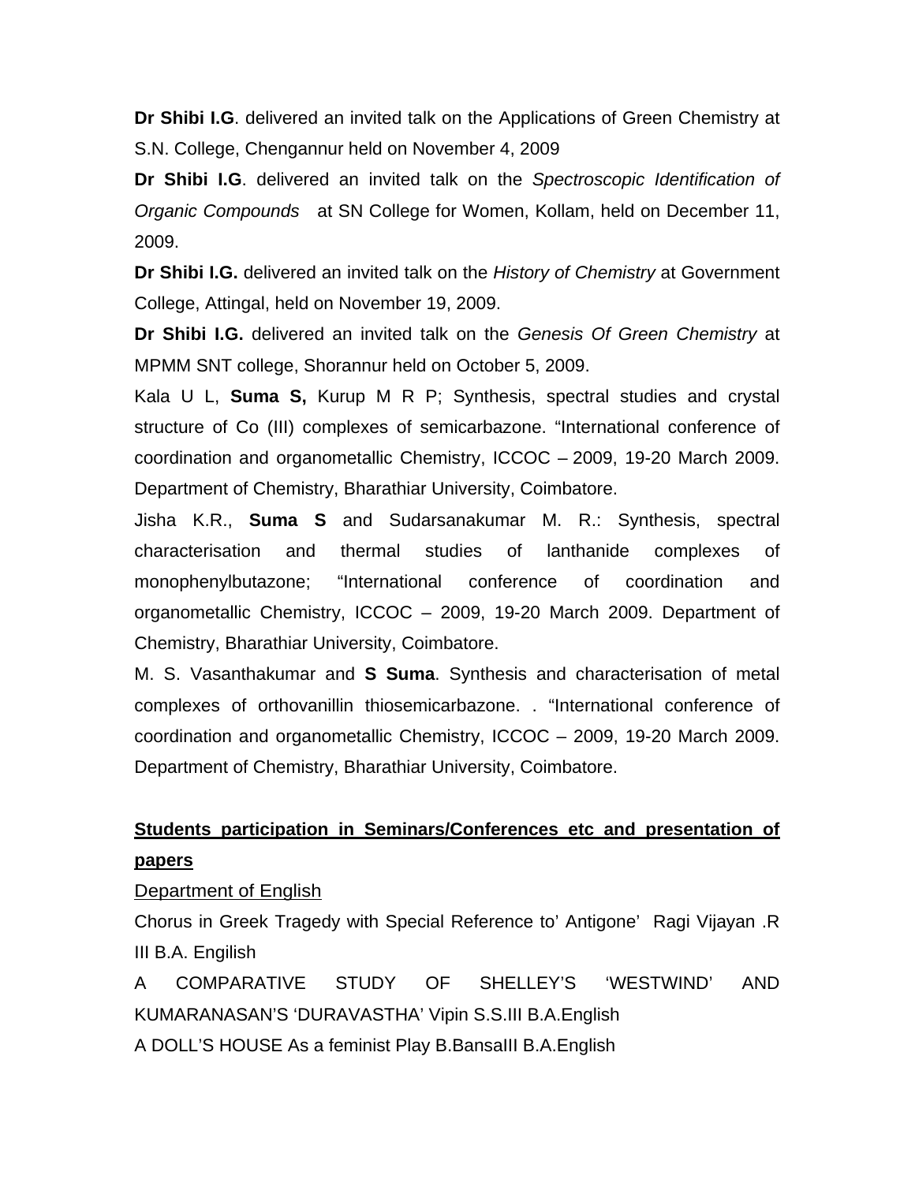**Dr Shibi I.G**. delivered an invited talk on the Applications of Green Chemistry at S.N. College, Chengannur held on November 4, 2009

**Dr Shibi I.G**. delivered an invited talk on the *Spectroscopic Identification of Organic Compounds* at SN College for Women, Kollam, held on December 11, 2009.

**Dr Shibi I.G.** delivered an invited talk on the *History of Chemistry* at Government College, Attingal, held on November 19, 2009.

**Dr Shibi I.G.** delivered an invited talk on the *Genesis Of Green Chemistry* at MPMM SNT college, Shorannur held on October 5, 2009.

Kala U L, **Suma S,** Kurup M R P; Synthesis, spectral studies and crystal structure of Co (III) complexes of semicarbazone. "International conference of coordination and organometallic Chemistry, ICCOC – 2009, 19-20 March 2009. Department of Chemistry, Bharathiar University, Coimbatore.

Jisha K.R., **Suma S** and Sudarsanakumar M. R.: Synthesis, spectral characterisation and thermal studies of lanthanide complexes of monophenylbutazone; "International conference of coordination and organometallic Chemistry, ICCOC – 2009, 19-20 March 2009. Department of Chemistry, Bharathiar University, Coimbatore.

M. S. Vasanthakumar and **S Suma**. Synthesis and characterisation of metal complexes of orthovanillin thiosemicarbazone. . "International conference of coordination and organometallic Chemistry, ICCOC – 2009, 19-20 March 2009. Department of Chemistry, Bharathiar University, Coimbatore.

**Students participation in Seminars/Conferences etc and presentation of papers**

Department of English

Chorus in Greek Tragedy with Special Reference to' Antigone' Ragi Vijayan .R III B.A. Engilish

A COMPARATIVE STUDY OF SHELLEY'S 'WESTWIND' AND KUMARANASAN'S 'DURAVASTHA' Vipin S.S.III B.A.English

A DOLL'S HOUSE As a feminist Play B.BansaIII B.A.English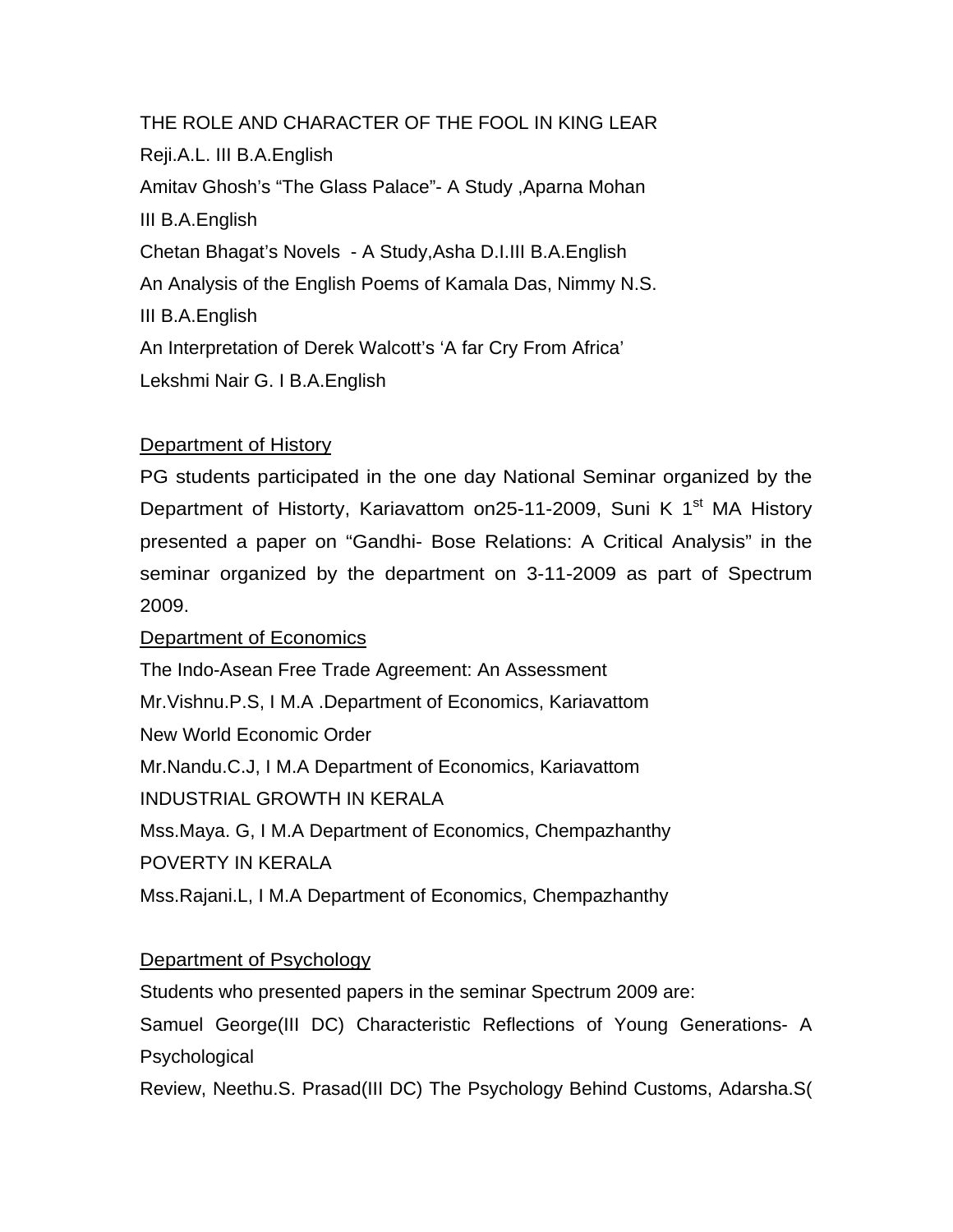THE ROLE AND CHARACTER OF THE FOOL IN KING LEAR

Reji.A.L. III B.A.English

Amitav Ghosh's "The Glass Palace"- A Study ,Aparna Mohan

III B.A.English

Chetan Bhagat's Novels - A Study,Asha D.I.III B.A.English

An Analysis of the English Poems of Kamala Das, Nimmy N.S.

III B.A.English

An Interpretation of Derek Walcott's 'A far Cry From Africa'

Lekshmi Nair G. I B.A.English

<u>Department of History</u>

PG students participated in the one day National Seminar organized by the Department of Historty, Kariavattom on25-11-2009, Suni K 1st MA History presented a paper on "Gandhi- Bose Relations: A Critical Analysis" in the seminar organized by the department on 3-11-2009 as part of Spectrum 2009.

<u>Department of Economics</u>

The Indo-Asean Free Trade Agreement: An Assessment

Mr.Vishnu.P.S, I M.A .Department of Economics, Kariavattom

New World Economic Order

Mr.Nandu.C.J, I M.A Department of Economics, Kariavattom

INDUSTRIAL GROWTH IN KERALA

Mss.Maya. G, I M.A Department of Economics, Chempazhanthy

POVERTY IN KERALA

Mss.Rajani.L, I M.A Department of Economics, Chempazhanthy

<u>Department of Psychology</u>

Students who presented papers in the seminar Spectrum 2009 are:

Samuel George(III DC) Characteristic Reflections of Young Generations- A Psychological

Review, Neethu.S. Prasad(III DC) The Psychology Behind Customs, Adarsha.S(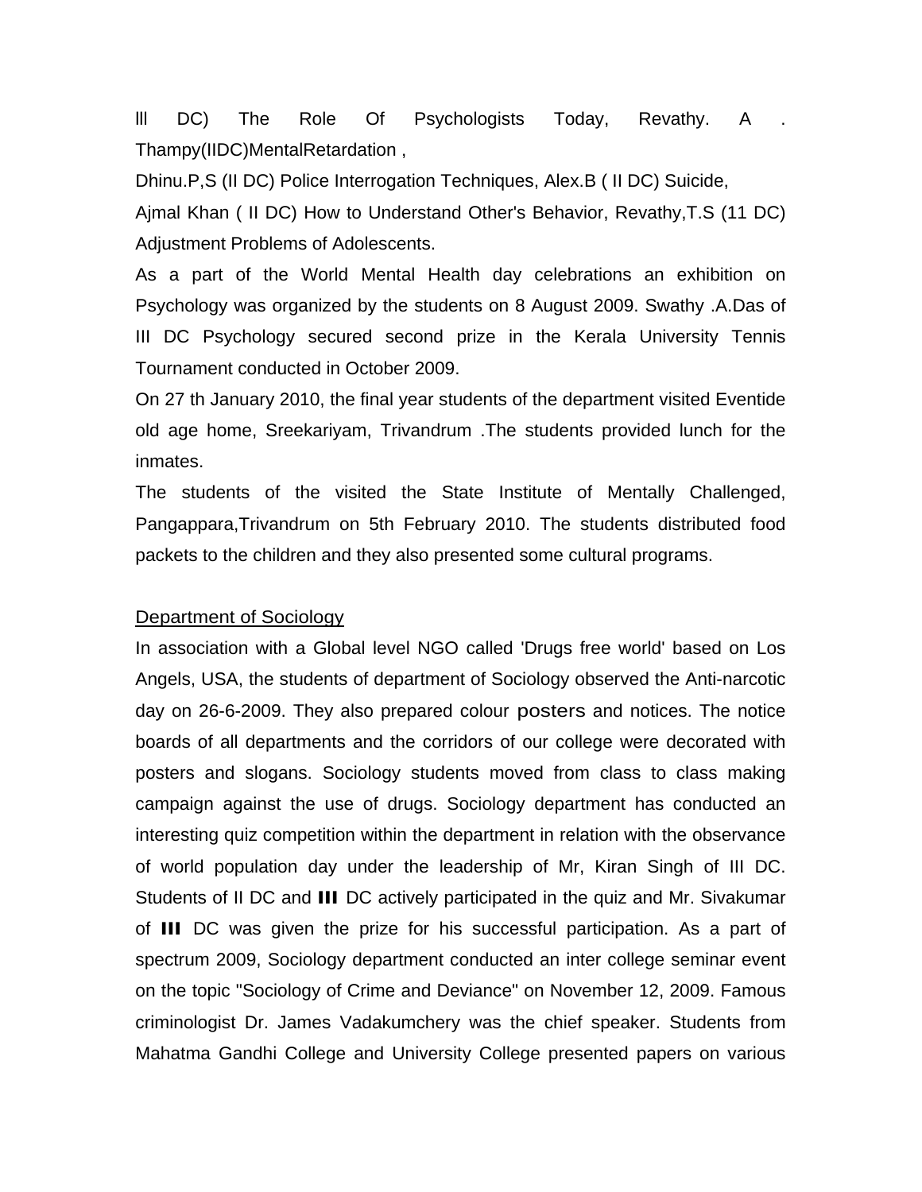lll DC) The Role Of Psychologists Today, Revathy. A . Thampy(IIDC)MentalRetardation ,

Dhinu.P,S (II DC) Police Interrogation Techniques, Alex.B ( II DC) Suicide,

Ajmal Khan ( II DC) How to Understand Other's Behavior, Revathy,T.S (11 DC) Adjustment Problems of Adolescents.

As a part of the World Mental Health day celebrations an exhibition on Psychology was organized by the students on 8 August 2009. Swathy .A.Das of III DC Psychology secured second prize in the Kerala University Tennis Tournament conducted in October 2009.

On 27 th January 2010, the final year students of the department visited Eventide old age home, Sreekariyam, Trivandrum .The students provided lunch for the inmates.

The students of the visited the State Institute of Mentally Challenged, Pangappara,Trivandrum on 5th February 2010. The students distributed food packets to the children and they also presented some cultural programs.

## Department of Sociology

In association with a Global level NGO called 'Drugs free world' based on Los Angels, USA, the students of department of Sociology observed the Anti-narcotic day on 26-6-2009. They also prepared colour posters and notices. The notice boards of all departments and the corridors of our college were decorated with posters and slogans. Sociology students moved from class to class making campaign against the use of drugs. Sociology department has conducted an interesting quiz competition within the department in relation with the observance of world population day under the leadership of Mr, Kiran Singh of III DC. Students of II DC and **III** DC actively participated in the quiz and Mr. Sivakumar of **III** DC was given the prize for his successful participation. As a part of spectrum 2009, Sociology department conducted an inter college seminar event on the topic "Sociology of Crime and Deviance" on November 12, 2009. Famous criminologist Dr. James Vadakumchery was the chief speaker. Students from Mahatma Gandhi College and University College presented papers on various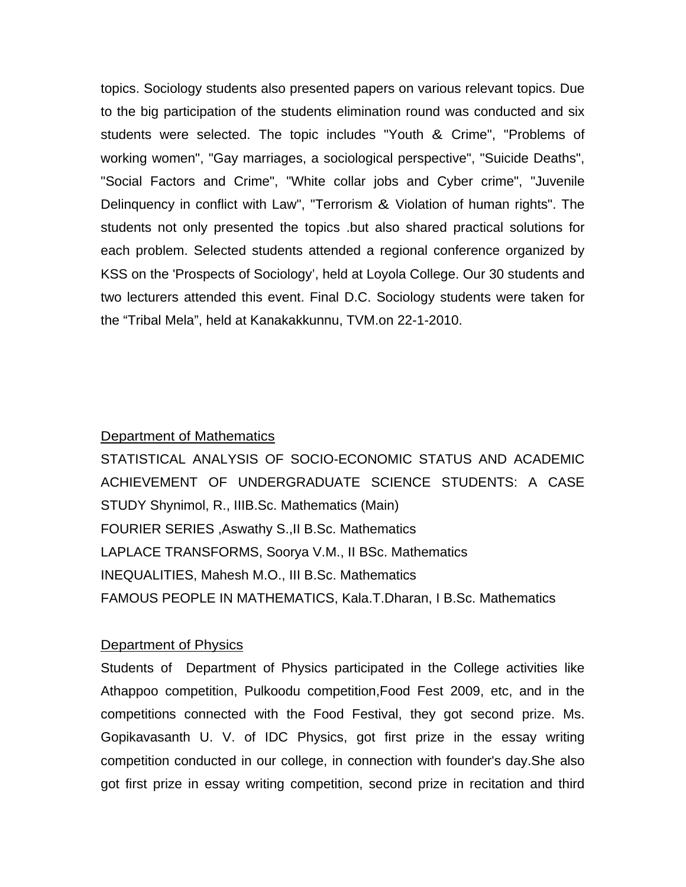topics. Sociology students also presented papers on various relevant topics. Due to the big participation of the students elimination round was conducted and six students were selected. The topic includes "Youth & Crime", "Problems of working women", "Gay marriages, a sociological perspective", "Suicide Deaths", "Social Factors and Crime", "White collar jobs and Cyber crime", "Juvenile Delinquency in conflict with Law", "Terrorism & Violation of human rights". The students not only presented the topics .but also shared practical solutions for each problem. Selected students attended a regional conference organized by KSS on the 'Prospects of Sociology', held at Loyola College. Our 30 students and two lecturers attended this event. Final D.C. Sociology students were taken for the "Tribal Mela", held at Kanakakkunnu, TVM.on 22-1-2010.

## Department of Mathematics

STATISTICAL ANALYSIS OF SOCIO-ECONOMIC STATUS AND ACADEMIC ACHIEVEMENT OF UNDERGRADUATE SCIENCE STUDENTS: A CASE STUDY Shynimol, R., IIIB.Sc. Mathematics (Main)

FOURIER SERIES ,Aswathy S.,II B.Sc. Mathematics

LAPLACE TRANSFORMS, Soorya V.M., II BSc. Mathematics

INEQUALITIES, Mahesh M.O., III B.Sc. Mathematics

FAMOUS PEOPLE IN MATHEMATICS, Kala.T.Dharan, I B.Sc. Mathematics

## Department of Physics

Students of Department of Physics participated in the College activities like Athappoo competition, Pulkoodu competition,Food Fest 2009, etc, and in the competitions connected with the Food Festival, they got second prize. Ms. Gopikavasanth U. V. of IDC Physics, got first prize in the essay writing competition conducted in our college, in connection with founder's day.She also got first prize in essay writing competition, second prize in recitation and third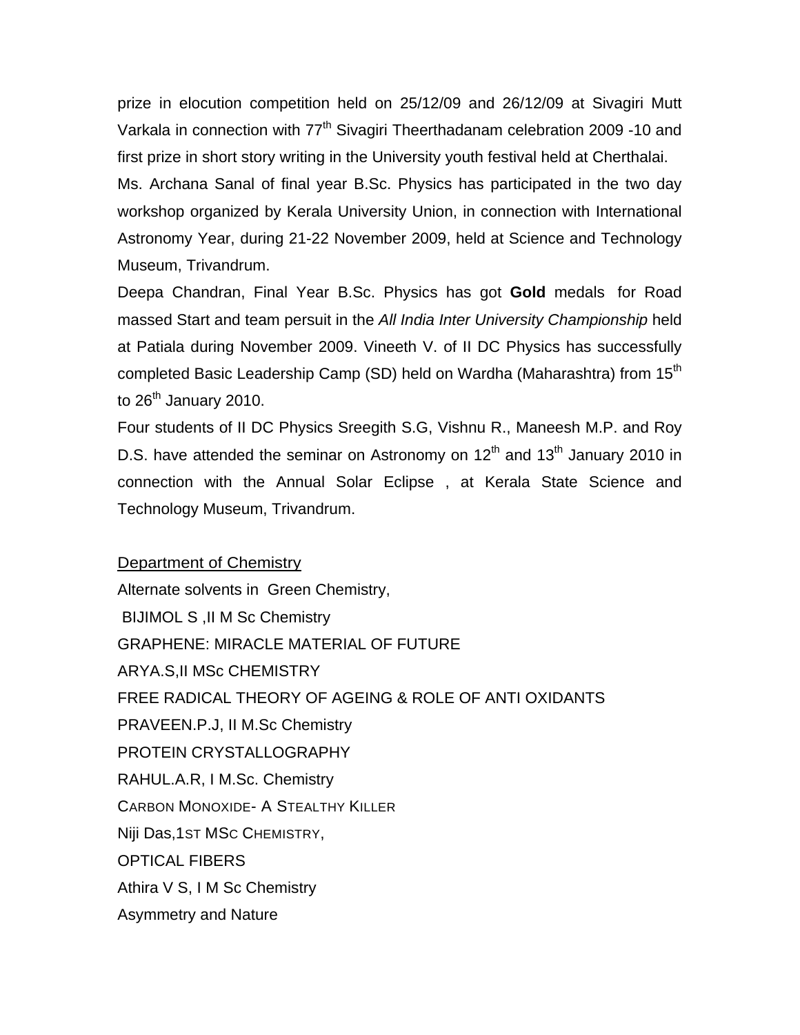prize in elocution competition held on 25/12/09 and 26/12/09 at Sivagiri Mutt Varkala in connection with 77th Sivagiri Theerthadanam celebration 2009 -10 and first prize in short story writing in the University youth festival held at Cherthalai.

Ms. Archana Sanal of final year B.Sc. Physics has participated in the two day workshop organized by Kerala University Union, in connection with International Astronomy Year, during 21-22 November 2009, held at Science and Technology Museum, Trivandrum.

Deepa Chandran, Final Year B.Sc. Physics has got **Gold** medals for Road massed Start and team persuit in the *All India Inter University Championship* held at Patiala during November 2009. Vineeth V. of II DC Physics has successfully completed Basic Leadership Camp (SD) held on Wardha (Maharashtra) from 15th to 26th January 2010.

Four students of II DC Physics Sreegith S.G, Vishnu R., Maneesh M.P. and Roy D.S. have attended the seminar on Astronomy on 12th and 13th January 2010 in connection with the Annual Solar Eclipse , at Kerala State Science and Technology Museum, Trivandrum.

Department of Chemistry

Alternate solvents in Green Chemistry,

BIJIMOL S ,II M Sc Chemistry

GRAPHENE: MIRACLE MATERIAL OF FUTURE

ARYA.S,II MSc CHEMISTRY

FREE RADICAL THEORY OF AGEING & ROLE OF ANTI OXIDANTS

PRAVEEN.P.J, II M.Sc Chemistry

PROTEIN CRYSTALLOGRAPHY

RAHUL.A.R, I M.Sc. Chemistry

CARBON MONOXIDE- A STEALTHY KILLER

Niji Das,1ST MSC CHEMISTRY,

OPTICAL FIBERS

Athira V S, I M Sc Chemistry

Asymmetry and Nature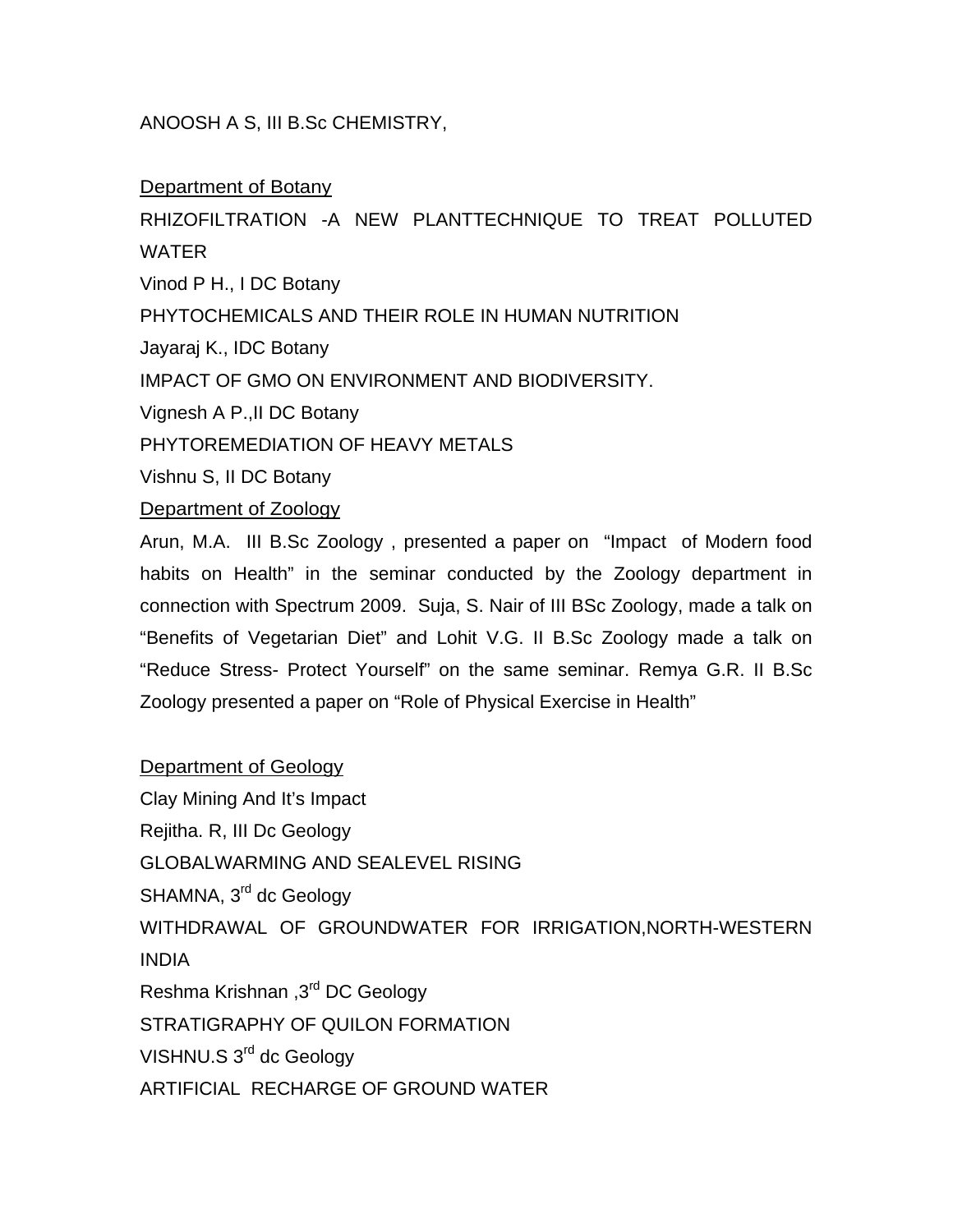ANOOSH A S, III B.Sc CHEMISTRY,

Department of Botany

RHIZOFILTRATION -A NEW PLANTTECHNIQUE TO TREAT POLLUTED WATER

Vinod P H., I DC Botany

PHYTOCHEMICALS AND THEIR ROLE IN HUMAN NUTRITION

Jayaraj K., IDC Botany

IMPACT OF GMO ON ENVIRONMENT AND BIODIVERSITY.

Vignesh A P.,II DC Botany

PHYTOREMEDIATION OF HEAVY METALS

Vishnu S, II DC Botany

Department of Zoology

Arun, M.A. III B.Sc Zoology , presented a paper on "Impact of Modern food habits on Health" in the seminar conducted by the Zoology department in connection with Spectrum 2009. Suja, S. Nair of III BSc Zoology, made a talk on "Benefits of Vegetarian Diet" and Lohit V.G. II B.Sc Zoology made a talk on "Reduce Stress- Protect Yourself" on the same seminar. Remya G.R. II B.Sc Zoology presented a paper on "Role of Physical Exercise in Health"

Department of Geology

Clay Mining And It's Impact

Rejitha. R, III Dc Geology

GLOBALWARMING AND SEALEVEL RISING

SHAMNA, 3rd dc Geology

WITHDRAWAL OF GROUNDWATER FOR IRRIGATION,NORTH-WESTERN INDIA

Reshma Krishnan ,3rd DC Geology

STRATIGRAPHY OF QUILON FORMATION

VISHNU.S 3rd dc Geology

ARTIFICIAL RECHARGE OF GROUND WATER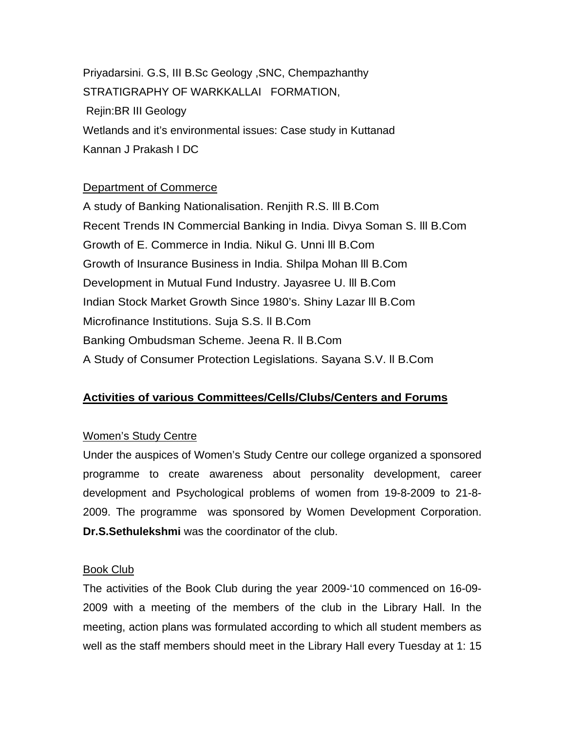Priyadarsini. G.S, III B.Sc Geology ,SNC, Chempazhanthy

STRATIGRAPHY OF WARKKALLAI FORMATION,

Rejin:BR III Geology

Wetlands and it's environmental issues: Case study in Kuttanad

Kannan J Prakash I DC

Department of Commerce

A study of Banking Nationalisation. Renjith R.S. lll B.Com

Recent Trends IN Commercial Banking in India. Divya Soman S. lll B.Com

Growth of E. Commerce in India. Nikul G. Unni lll B.Com

Growth of Insurance Business in India. Shilpa Mohan lll B.Com

Development in Mutual Fund Industry. Jayasree U. lll B.Com

Indian Stock Market Growth Since 1980's. Shiny Lazar lll B.Com

Microfinance Institutions. Suja S.S. ll B.Com

Banking Ombudsman Scheme. Jeena R. ll B.Com

A Study of Consumer Protection Legislations. Sayana S.V. ll B.Com

## Activities of various Committees/Cells/Clubs/Centers and Forums

### Women's Study Centre

Under the auspices of Women's Study Centre our college organized a sponsored programme to create awareness about personality development, career development and Psychological problems of women from 19-8-2009 to 21-8-2009. The programme was sponsored by Women Development Corporation. **Dr.S.Sethulekshmi** was the coordinator of the club.

### Book Club

The activities of the Book Club during the year 2009-'10 commenced on 16-09-2009 with a meeting of the members of the club in the Library Hall. In the meeting, action plans was formulated according to which all student members as well as the staff members should meet in the Library Hall every Tuesday at 1: 15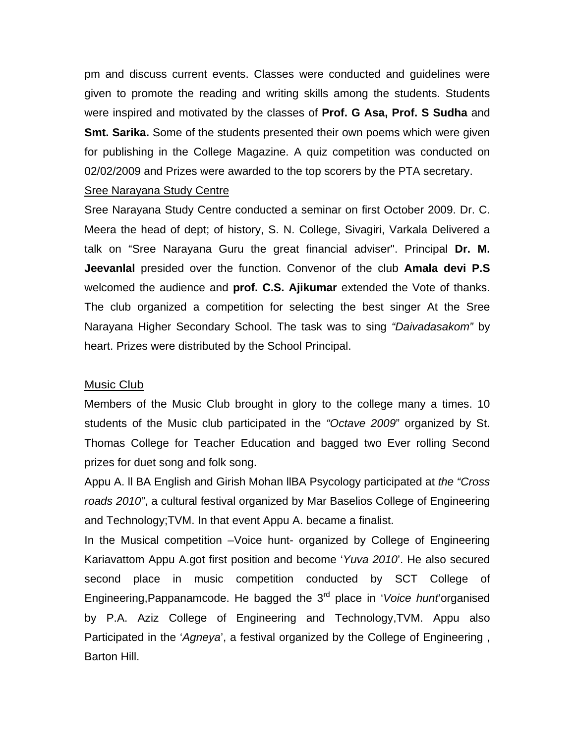pm and discuss current events. Classes were conducted and guidelines were given to promote the reading and writing skills among the students. Students were inspired and motivated by the classes of **Prof. G Asa, Prof. S Sudha** and **Smt. Sarika.** Some of the students presented their own poems which were given for publishing in the College Magazine. A quiz competition was conducted on 02/02/2009 and Prizes were awarded to the top scorers by the PTA secretary.

### Sree Narayana Study Centre

Sree Narayana Study Centre conducted a seminar on first October 2009. Dr. C. Meera the head of dept; of history, S. N. College, Sivagiri, Varkala Delivered a talk on "Sree Narayana Guru the great financial adviser". Principal **Dr. M. Jeevanlal** presided over the function. Convenor of the club **Amala devi P.S** welcomed the audience and **prof. C.S. Ajikumar** extended the Vote of thanks. The club organized a competition for selecting the best singer At the Sree Narayana Higher Secondary School. The task was to sing *"Daivadasakom"* by heart. Prizes were distributed by the School Principal.

### Music Club

Members of the Music Club brought in glory to the college many a times. 10 students of the Music club participated in the *"Octave 2009*" organized by St. Thomas College for Teacher Education and bagged two Ever rolling Second prizes for duet song and folk song.

Appu A. ll BA English and Girish Mohan llBA Psycology participated at *the "Cross roads 2010"*, a cultural festival organized by Mar Baselios College of Engineering and Technology;TVM. In that event Appu A. became a finalist.

In the Musical competition –Voice hunt- organized by College of Engineering Kariavattom Appu A.got first position and become '*Yuva 2010*'. He also secured second place in music competition conducted by SCT College of Engineering,Pappanamcode. He bagged the 3rd place in '*Voice hunt*'organised by P.A. Aziz College of Engineering and Technology,TVM. Appu also Participated in the '*Agneya*', a festival organized by the College of Engineering , Barton Hill.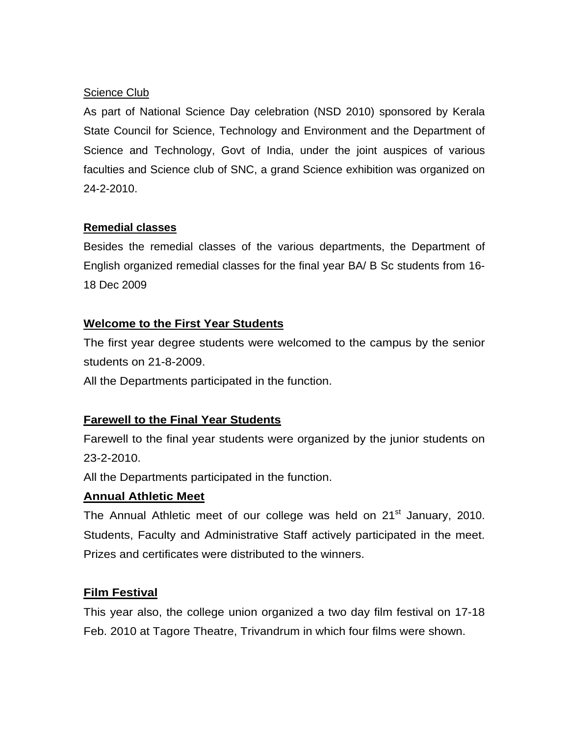Science Club

As part of National Science Day celebration (NSD 2010) sponsored by Kerala State Council for Science, Technology and Environment and the Department of Science and Technology, Govt of India, under the joint auspices of various faculties and Science club of SNC, a grand Science exhibition was organized on 24-2-2010.

**Remedial classes**

Besides the remedial classes of the various departments, the Department of English organized remedial classes for the final year BA/ B Sc students from 16-18 Dec 2009

**Welcome to the First Year Students**

The first year degree students were welcomed to the campus by the senior students on 21-8-2009.

All the Departments participated in the function.

**Farewell to the Final Year Students**

Farewell to the final year students were organized by the junior students on 23-2-2010.

All the Departments participated in the function.

**Annual Athletic Meet**

The Annual Athletic meet of our college was held on 21st January, 2010. Students, Faculty and Administrative Staff actively participated in the meet. Prizes and certificates were distributed to the winners.

**Film Festival**

This year also, the college union organized a two day film festival on 17-18 Feb. 2010 at Tagore Theatre, Trivandrum in which four films were shown.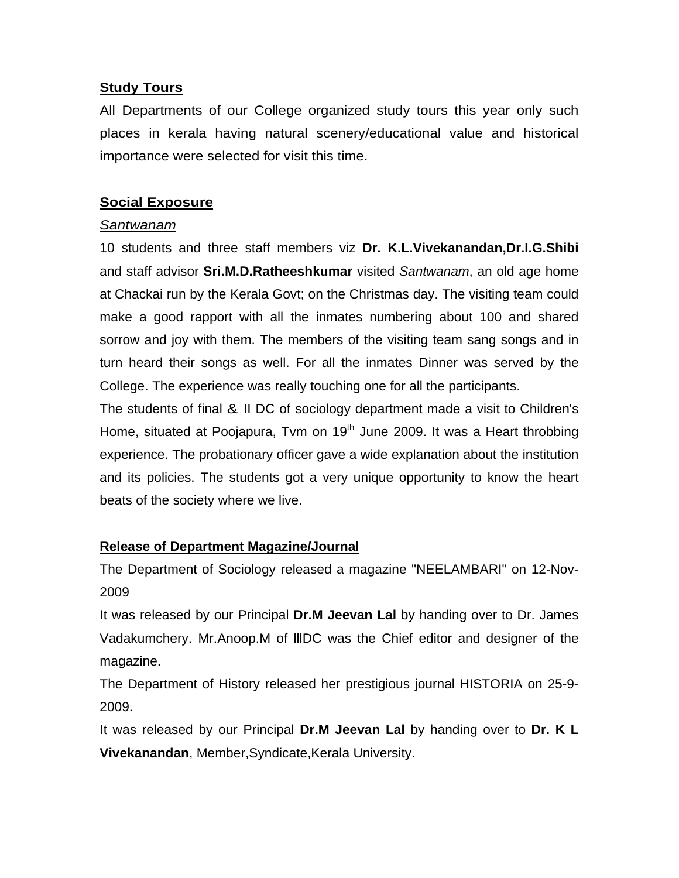**Study Tours**

All Departments of our College organized study tours this year only such places in kerala having natural scenery/educational value and historical importance were selected for visit this time.

**Social Exposure**

*Santwanam*

10 students and three staff members viz **Dr. K.L.Vivekanandan,Dr.I.G.Shibi** and staff advisor **Sri.M.D.Ratheeshkumar** visited *Santwanam*, an old age home at Chackai run by the Kerala Govt; on the Christmas day. The visiting team could make a good rapport with all the inmates numbering about 100 and shared sorrow and joy with them. The members of the visiting team sang songs and in turn heard their songs as well. For all the inmates Dinner was served by the College. The experience was really touching one for all the participants.

The students of final & II DC of sociology department made a visit to Children's Home, situated at Poojapura, Tvm on 19th June 2009. It was a Heart throbbing experience. The probationary officer gave a wide explanation about the institution and its policies. The students got a very unique opportunity to know the heart beats of the society where we live.

**Release of Department Magazine/Journal**

The Department of Sociology released a magazine "NEELAMBARI" on 12-Nov-2009

It was released by our Principal **Dr.M Jeevan Lal** by handing over to Dr. James Vadakumchery. Mr.Anoop.M of IIIDC was the Chief editor and designer of the magazine.

The Department of History released her prestigious journal HISTORIA on 25-9-2009.

It was released by our Principal **Dr.M Jeevan Lal** by handing over to **Dr. K L Vivekanandan**, Member,Syndicate,Kerala University.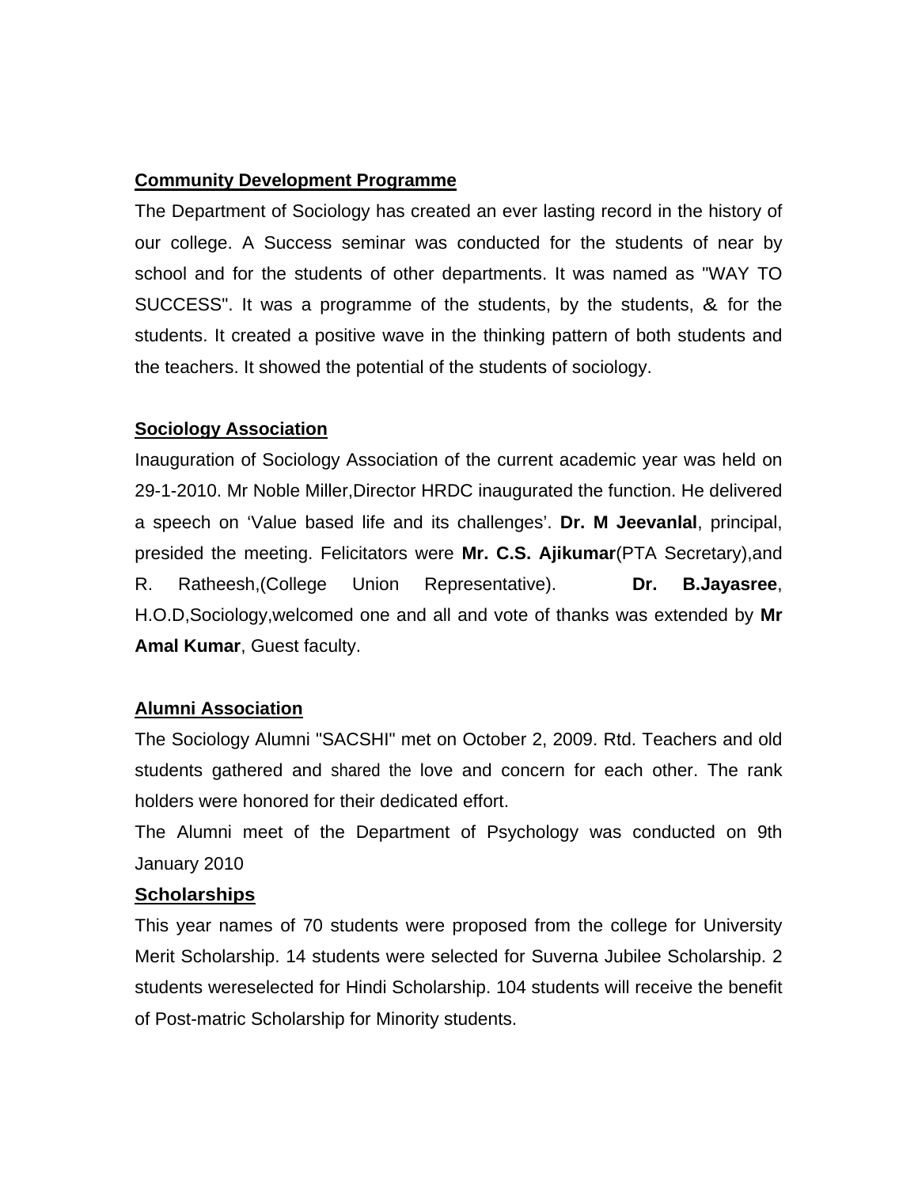**Community Development Programme**

The Department of Sociology has created an ever lasting record in the history of our college. A Success seminar was conducted for the students of near by school and for the students of other departments. It was named as "WAY TO SUCCESS". It was a programme of the students, by the students, & for the students. It created a positive wave in the thinking pattern of both students and the teachers. It showed the potential of the students of sociology.

**Sociology Association**

Inauguration of Sociology Association of the current academic year was held on 29-1-2010. Mr Noble Miller,Director HRDC inaugurated the function. He delivered a speech on 'Value based life and its challenges'. **Dr. M Jeevanlal**, principal, presided the meeting. Felicitators were **Mr. C.S. Ajikumar**(PTA Secretary),and R. Ratheesh,(College Union Representative). **Dr. B.Jayasree**, H.O.D,Sociology,welcomed one and all and vote of thanks was extended by **Mr Amal Kumar**, Guest faculty.

**Alumni Association**

The Sociology Alumni "SACSHI" met on October 2, 2009. Rtd. Teachers and old students gathered and shared the love and concern for each other. The rank holders were honored for their dedicated effort.

The Alumni meet of the Department of Psychology was conducted on 9th January 2010

**Scholarships**

This year names of 70 students were proposed from the college for University Merit Scholarship. 14 students were selected for Suverna Jubilee Scholarship. 2 students wereselected for Hindi Scholarship. 104 students will receive the benefit of Post-matric Scholarship for Minority students.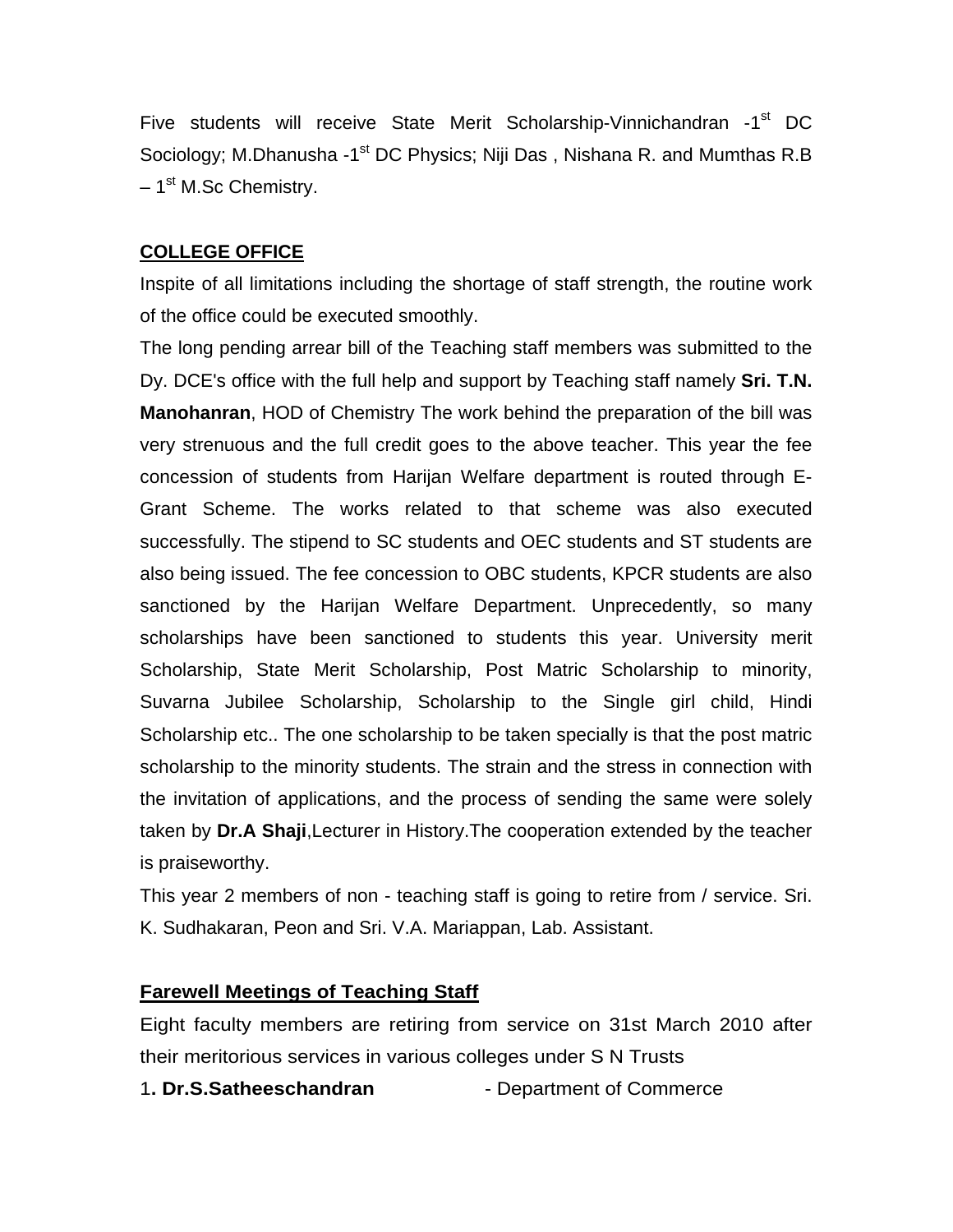Five students will receive State Merit Scholarship-Vinnichandran -1st DC Sociology; M.Dhanusha -1st DC Physics; Niji Das , Nishana R. and Mumthas R.B – 1st M.Sc Chemistry.

**COLLEGE OFFICE**

Inspite of all limitations including the shortage of staff strength, the routine work of the office could be executed smoothly.

The long pending arrear bill of the Teaching staff members was submitted to the Dy. DCE's office with the full help and support by Teaching staff namely **Sri. T.N. Manohanran**, HOD of Chemistry The work behind the preparation of the bill was very strenuous and the full credit goes to the above teacher. This year the fee concession of students from Harijan Welfare department is routed through E-Grant Scheme. The works related to that scheme was also executed successfully. The stipend to SC students and OEC students and ST students are also being issued. The fee concession to OBC students, KPCR students are also sanctioned by the Harijan Welfare Department. Unprecedently, so many scholarships have been sanctioned to students this year. University merit Scholarship, State Merit Scholarship, Post Matric Scholarship to minority, Suvarna Jubilee Scholarship, Scholarship to the Single girl child, Hindi Scholarship etc.. The one scholarship to be taken specially is that the post matric scholarship to the minority students. The strain and the stress in connection with the invitation of applications, and the process of sending the same were solely taken by **Dr.A Shaji**,Lecturer in History.The cooperation extended by the teacher is praiseworthy.

This year 2 members of non - teaching staff is going to retire from / service. Sri. K. Sudhakaran, Peon and Sri. V.A. Mariappan, Lab. Assistant.

**Farewell Meetings of Teaching Staff**

Eight faculty members are retiring from service on 31st March 2010 after their meritorious services in various colleges under S N Trusts

1**. Dr.S.Satheeschandran** - Department of Commerce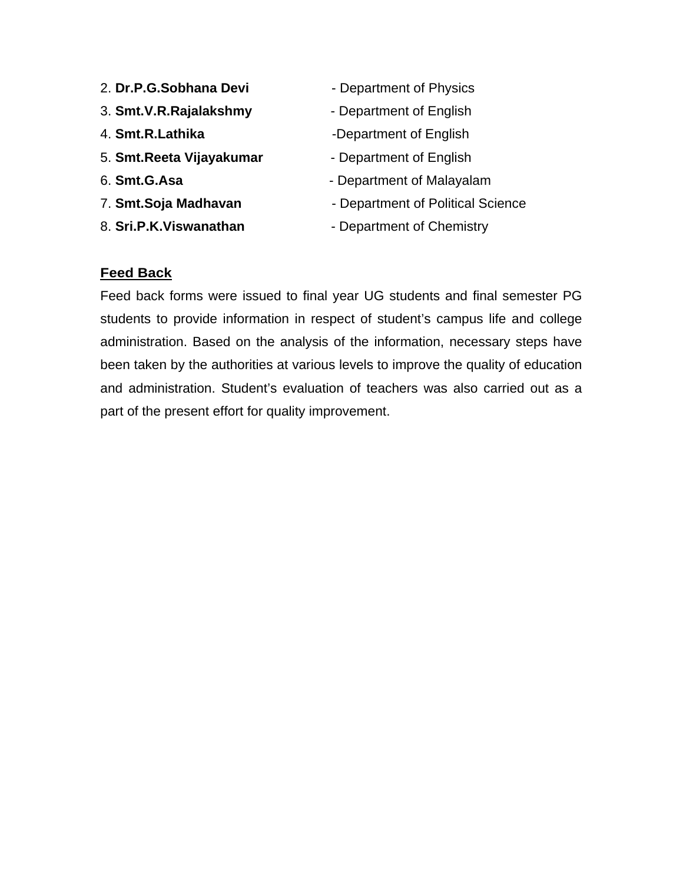2. **Dr.P.G.Sobhana Devi** - Department of Physics
3. **Smt.V.R.Rajalakshmy** - Department of English
4. **Smt.R.Lathika** -Department of English
5. **Smt.Reeta Vijayakumar** - Department of English
6. **Smt.G.Asa** - Department of Malayalam
7. **Smt.Soja Madhavan** - Department of Political Science
8. **Sri.P.K.Viswanathan** - Department of Chemistry

**<u>Feed Back</u>**

Feed back forms were issued to final year UG students and final semester PG students to provide information in respect of student's campus life and college administration. Based on the analysis of the information, necessary steps have been taken by the authorities at various levels to improve the quality of education and administration. Student's evaluation of teachers was also carried out as a part of the present effort for quality improvement.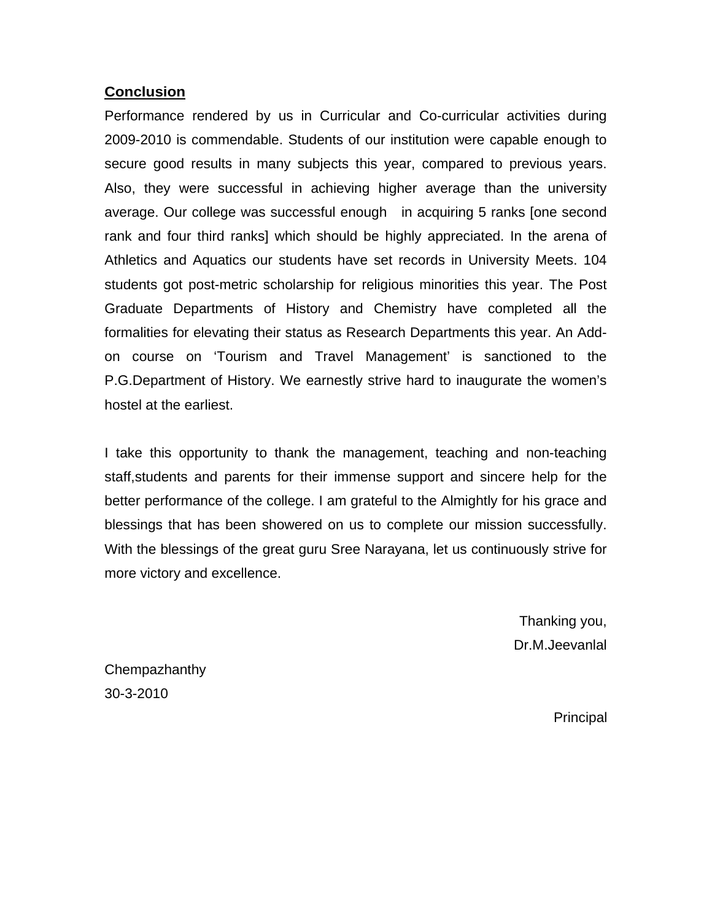**Conclusion**

Performance rendered by us in Curricular and Co-curricular activities during 2009-2010 is commendable. Students of our institution were capable enough to secure good results in many subjects this year, compared to previous years. Also, they were successful in achieving higher average than the university average. Our college was successful enough in acquiring 5 ranks [one second rank and four third ranks] which should be highly appreciated. In the arena of Athletics and Aquatics our students have set records in University Meets. 104 students got post-metric scholarship for religious minorities this year. The Post Graduate Departments of History and Chemistry have completed all the formalities for elevating their status as Research Departments this year. An Add-on course on 'Tourism and Travel Management' is sanctioned to the P.G.Department of History. We earnestly strive hard to inaugurate the women's hostel at the earliest.

I take this opportunity to thank the management, teaching and non-teaching staff,students and parents for their immense support and sincere help for the better performance of the college. I am grateful to the Almightly for his grace and blessings that has been showered on us to complete our mission successfully. With the blessings of the great guru Sree Narayana, let us continuously strive for more victory and excellence.

Thanking you,

Dr.M.Jeevanlal

Chempazhanthy

30-3-2010

Principal